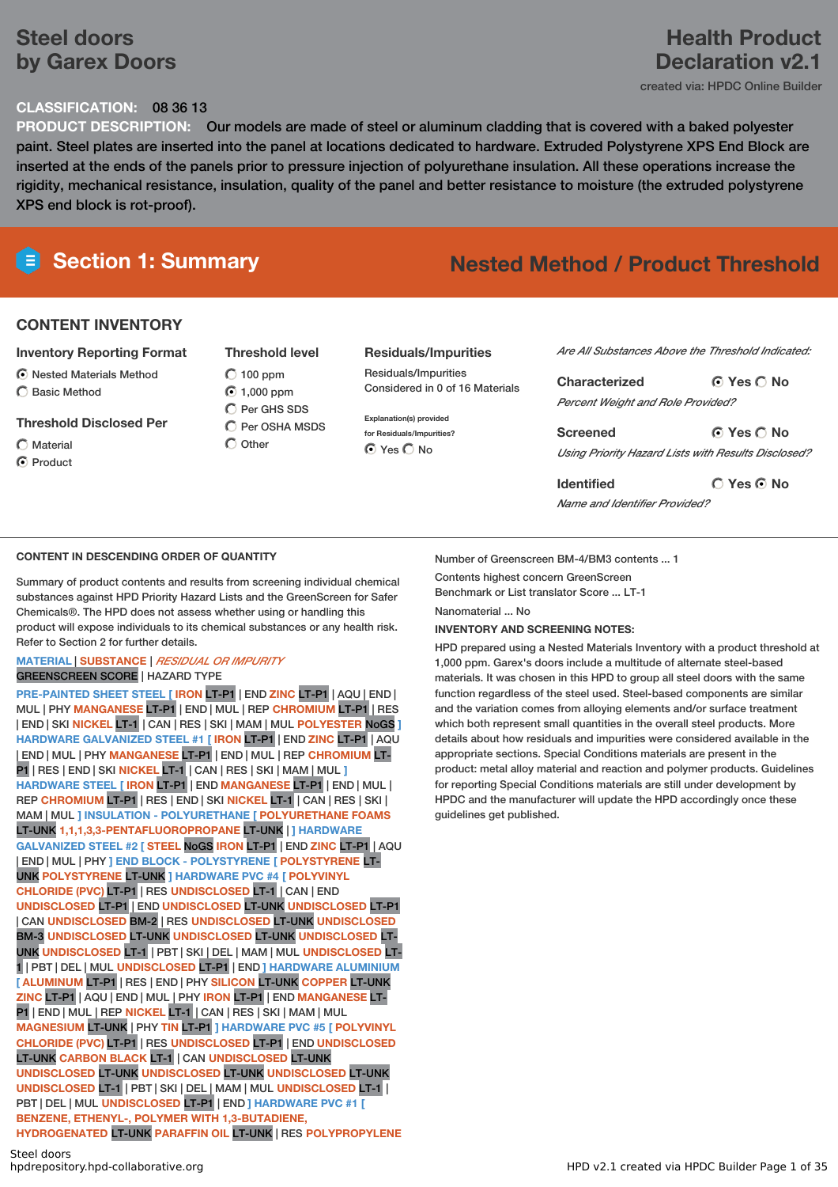# Steel doors by Garex Doors

# Health Product Declaration v2.1

created via: HPDC Online Builder

**CLASSIFICATION:** 08 36 13

**PRODUCT DESCRIPTION:** Our models are made of steel or aluminum cladding that is covered with a baked polyester paint. Steel plates are inserted into the panel at locations dedicated to hardware. Extruded Polystyrene XPS End Block are inserted at the ends of the panels prior to pressure injection of polyurethane insulation. All these operations increase the rigidity, mechanical resistance, insulation, quality of the panel and better resistance to moisture (the extruded polystyrene XPS end block is rot-proof).

## Section 1: Summary

**Nested Method / Product Threshold**

### CONTENT INVENTORY

**Inventory Reporting Format**

- ◉ Nested Materials Method
- ○ Basic Method

**Threshold Disclosed Per**

- ○ Material
- ◉ Product

**Threshold level**

- ○ 100 ppm
- ◉ 1,000 ppm
- ○ Per GHS SDS
- ○ Per OSHA MSDS
- ○ Other

**Residuals/Impurities**

Residuals/Impurities Considered in 0 of 16 Materials

Explanation(s) provided for Residuals/Impurities?

◉ Yes ○ No

*Are All Substances Above the Threshold Indicated:*

**Characterized** ◉ Yes ○ No

*Percent Weight and Role Provided?*

**Screened** ◉ Yes ○ No

*Using Priority Hazard Lists with Results Disclosed?*

**Identified** ○ Yes ◉ No

*Name and Identifier Provided?*

### CONTENT IN DESCENDING ORDER OF QUANTITY

Summary of product contents and results from screening individual chemical substances against HPD Priority Hazard Lists and the GreenScreen for Safer Chemicals®. The HPD does not assess whether using or handling this product will expose individuals to its chemical substances or any health risk. Refer to Section 2 for further details.

MATERIAL | SUBSTANCE | *RESIDUAL OR IMPURITY*
GREENSCREEN SCORE | HAZARD TYPE

PRE-PAINTED SHEET STEEL [ IRON LT-P1 | END ZINC LT-P1 | AQU | END | MUL | PHY MANGANESE LT-P1 | END | MUL | REP CHROMIUM LT-P1 | RES | END | SKI NICKEL LT-1 | CAN | RES | SKI | MAM | MUL POLYESTER NoGS ] HARDWARE GALVANIZED STEEL #1 [ IRON LT-P1 | END ZINC LT-P1 | AQU | END | MUL | PHY MANGANESE LT-P1 | END | MUL | REP CHROMIUM LT-P1 | RES | END | SKI NICKEL LT-1 | CAN | RES | SKI | MAM | MUL ] HARDWARE STEEL [ IRON LT-P1 | END MANGANESE LT-P1 | END | MUL | REP CHROMIUM LT-P1 | RES | END | SKI NICKEL LT-1 | CAN | RES | SKI | MAM | MUL ] INSULATION - POLYURETHANE [ POLYURETHANE FOAMS LT-UNK 1,1,1,3,3-PENTAFLUOROPROPANE LT-UNK | ] HARDWARE GALVANIZED STEEL #2 [ STEEL NoGS IRON LT-P1 | END ZINC LT-P1 | AQU | END | MUL | PHY ] END BLOCK - POLYSTYRENE [ POLYSTYRENE LT-UNK POLYSTYRENE LT-UNK ] HARDWARE PVC #4 [ POLYVINYL CHLORIDE (PVC) LT-P1 | RES UNDISCLOSED LT-1 | CAN | END UNDISCLOSED LT-P1 | END UNDISCLOSED LT-UNK UNDISCLOSED LT-P1 | CAN UNDISCLOSED BM-2 | RES UNDISCLOSED LT-UNK UNDISCLOSED BM-3 UNDISCLOSED LT-UNK UNDISCLOSED LT-UNK UNDISCLOSED LT-UNK UNDISCLOSED LT-1 | PBT | SKI | DEL | MAM | MUL UNDISCLOSED LT-1 | PBT | DEL | MUL UNDISCLOSED LT-P1 | END ] HARDWARE ALUMINIUM [ ALUMINUM LT-P1 | RES | END | PHY SILICON LT-UNK COPPER LT-UNK ZINC LT-P1 | AQU | END | MUL | PHY IRON LT-P1 | END MANGANESE LT-P1 | END | MUL | REP NICKEL LT-1 | CAN | RES | SKI | MAM | MUL MAGNESIUM LT-UNK | PHY TIN LT-P1 ] HARDWARE PVC #5 [ POLYVINYL CHLORIDE (PVC) LT-P1 | RES UNDISCLOSED LT-P1 | END UNDISCLOSED LT-UNK CARBON BLACK LT-1 | CAN UNDISCLOSED LT-UNK UNDISCLOSED LT-UNK UNDISCLOSED LT-UNK UNDISCLOSED LT-UNK UNDISCLOSED LT-1 | PBT | SKI | DEL | MAM | MUL UNDISCLOSED LT-1 | PBT | DEL | MUL UNDISCLOSED LT-P1 | END ] HARDWARE PVC #1 [ BENZENE, ETHENYL-, POLYMER WITH 1,3-BUTADIENE, HYDROGENATED LT-UNK PARAFFIN OIL LT-UNK | RES POLYPROPYLENE

Number of Greenscreen BM-4/BM3 contents ... 1

Contents highest concern GreenScreen Benchmark or List translator Score ... LT-1

Nanomaterial ... No

**INVENTORY AND SCREENING NOTES:**

HPD prepared using a Nested Materials Inventory with a product threshold at 1,000 ppm. Garex's doors include a multitude of alternate steel-based materials. It was chosen in this HPD to group all steel doors with the same function regardless of the steel used. Steel-based components are similar and the variation comes from alloying elements and/or surface treatment which both represent small quantities in the overall steel products. More details about how residuals and impurities were considered available in the appropriate sections. Special Conditions materials are present in the product: metal alloy material and reaction and polymer products. Guidelines for reporting Special Conditions materials are still under development by HPDC and the manufacturer will update the HPD accordingly once these guidelines get published.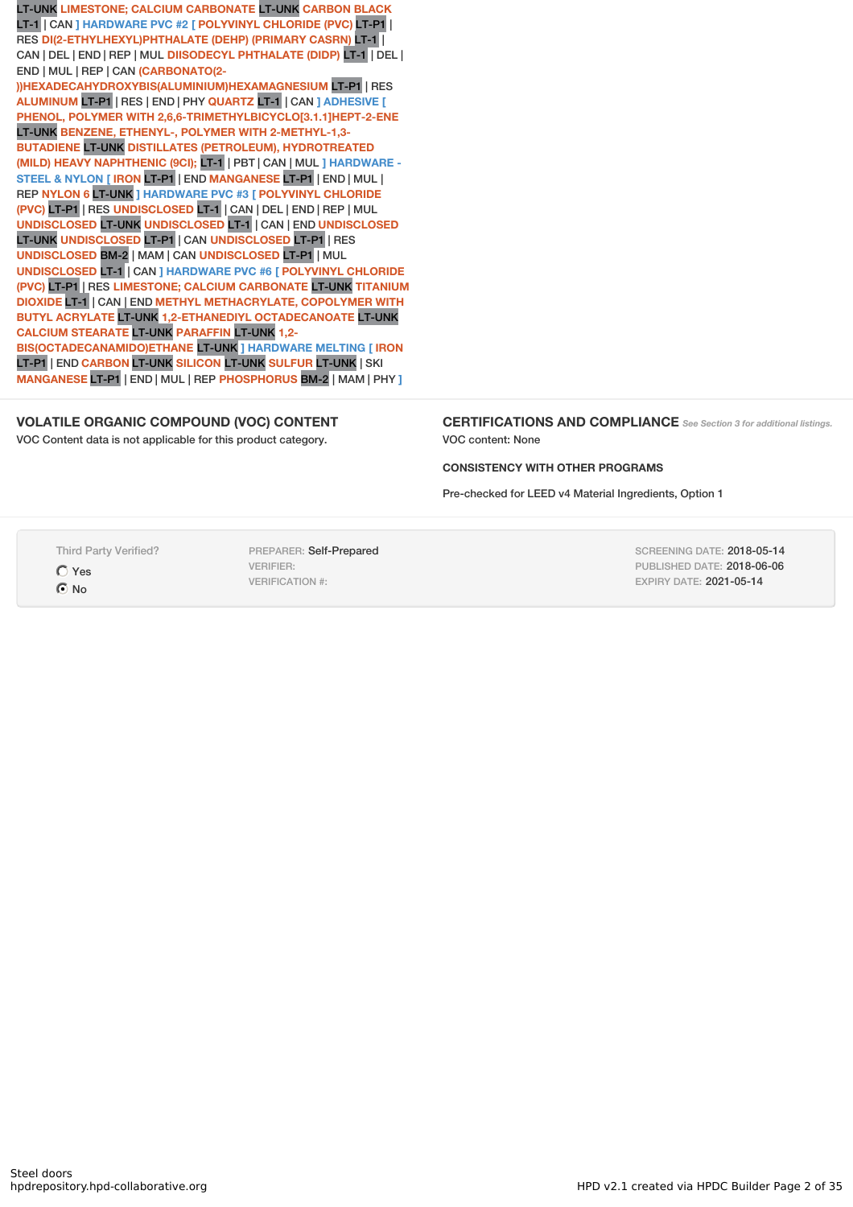LT-UNK LIMESTONE; CALCIUM CARBONATE LT-UNK CARBON BLACK LT-1 | CAN ] HARDWARE PVC #2 [ POLYVINYL CHLORIDE (PVC) LT-P1 | RES DI(2-ETHYLHEXYL)PHTHALATE (DEHP) (PRIMARY CASRN) LT-1 | CAN | DEL | END | REP | MUL DIISODECYL PHTHALATE (DIDP) LT-1 | DEL | END | MUL | REP | CAN (CARBONATO(2-))HEXADECAHYDROXYBIS(ALUMINIUM)HEXAMAGNESIUM LT-P1 | RES ALUMINUM LT-P1 | RES | END | PHY QUARTZ LT-1 | CAN ] ADHESIVE [ PHENOL, POLYMER WITH 2,6,6-TRIMETHYLBICYCLO[3.1.1]HEPT-2-ENE LT-UNK BENZENE, ETHENYL-, POLYMER WITH 2-METHYL-1,3-BUTADIENE LT-UNK DISTILLATES (PETROLEUM), HYDROTREATED (MILD) HEAVY NAPHTHENIC (9CI); LT-1 | PBT | CAN | MUL ] HARDWARE - STEEL & NYLON [ IRON LT-P1 | END MANGANESE LT-P1 | END | MUL | REP NYLON 6 LT-UNK ] HARDWARE PVC #3 [ POLYVINYL CHLORIDE (PVC) LT-P1 | RES UNDISCLOSED LT-1 | CAN | DEL | END | REP | MUL UNDISCLOSED LT-UNK UNDISCLOSED LT-1 | CAN | END UNDISCLOSED LT-UNK UNDISCLOSED LT-P1 | CAN UNDISCLOSED LT-P1 | RES UNDISCLOSED BM-2 | MAM | CAN UNDISCLOSED LT-P1 | MUL UNDISCLOSED LT-1 | CAN ] HARDWARE PVC #6 [ POLYVINYL CHLORIDE (PVC) LT-P1 | RES LIMESTONE; CALCIUM CARBONATE LT-UNK TITANIUM DIOXIDE LT-1 | CAN | END METHYL METHACRYLATE, COPOLYMER WITH BUTYL ACRYLATE LT-UNK 1,2-ETHANEDIYL OCTADECANOATE LT-UNK CALCIUM STEARATE LT-UNK PARAFFIN LT-UNK 1,2-BIS(OCTADECANAMIDO)ETHANE LT-UNK ] HARDWARE MELTING [ IRON LT-P1 | END CARBON LT-UNK SILICON LT-UNK SULFUR LT-UNK | SKI MANGANESE LT-P1 | END | MUL | REP PHOSPHORUS BM-2 | MAM | PHY ]

## VOLATILE ORGANIC COMPOUND (VOC) CONTENT

VOC Content data is not applicable for this product category.

## CERTIFICATIONS AND COMPLIANCE

*See Section 3 for additional listings.*

VOC content: None

### CONSISTENCY WITH OTHER PROGRAMS

Pre-checked for LEED v4 Material Ingredients, Option 1

Third Party Verified?
- ○ Yes
- ● No

PREPARER: Self-Prepared
VERIFIER:
VERIFICATION #:

SCREENING DATE: 2018-05-14
PUBLISHED DATE: 2018-06-06
EXPIRY DATE: 2021-05-14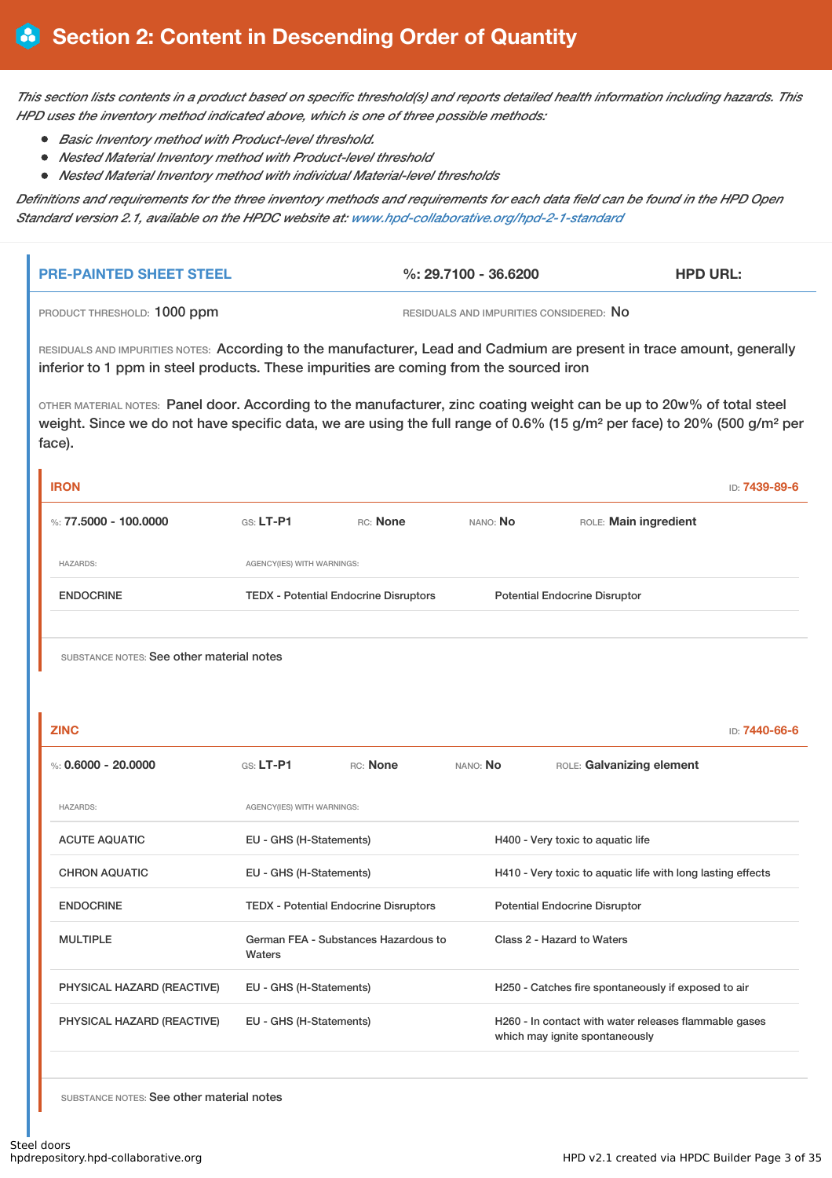# Section 2: Content in Descending Order of Quantity

*This section lists contents in a product based on specific threshold(s) and reports detailed health information including hazards. This HPD uses the inventory method indicated above, which is one of three possible methods:*

- *Basic Inventory method with Product-level threshold.*
- *Nested Material Inventory method with Product-level threshold*
- *Nested Material Inventory method with individual Material-level thresholds*

*Definitions and requirements for the three inventory methods and requirements for each data field can be found in the HPD Open Standard version 2.1, available on the HPDC website at: www.hpd-collaborative.org/hpd-2-1-standard*

## PRE-PAINTED SHEET STEEL

**%: 29.7100 - 36.6200** | **HPD URL:**

PRODUCT THRESHOLD: 1000 ppm | RESIDUALS AND IMPURITIES CONSIDERED: No

RESIDUALS AND IMPURITIES NOTES: According to the manufacturer, Lead and Cadmium are present in trace amount, generally inferior to 1 ppm in steel products. These impurities are coming from the sourced iron

OTHER MATERIAL NOTES: Panel door. According to the manufacturer, zinc coating weight can be up to 20w% of total steel weight. Since we do not have specific data, we are using the full range of 0.6% (15 g/m² per face) to 20% (500 g/m² per face).

### IRON

ID: 7439-89-6

%: 77.5000 - 100.0000 | GS: LT-P1 | RC: None | NANO: No | ROLE: Main ingredient

| HAZARDS: | AGENCY(IES) WITH WARNINGS: | |
|---|---|---|
| ENDOCRINE | TEDX - Potential Endocrine Disruptors | Potential Endocrine Disruptor |

SUBSTANCE NOTES: See other material notes

### ZINC

ID: 7440-66-6

%: 0.6000 - 20.0000 | GS: LT-P1 | RC: None | NANO: No | ROLE: Galvanizing element

| HAZARDS: | AGENCY(IES) WITH WARNINGS: | |
|---|---|---|
| ACUTE AQUATIC | EU - GHS (H-Statements) | H400 - Very toxic to aquatic life |
| CHRON AQUATIC | EU - GHS (H-Statements) | H410 - Very toxic to aquatic life with long lasting effects |
| ENDOCRINE | TEDX - Potential Endocrine Disruptors | Potential Endocrine Disruptor |
| MULTIPLE | German FEA - Substances Hazardous to Waters | Class 2 - Hazard to Waters |
| PHYSICAL HAZARD (REACTIVE) | EU - GHS (H-Statements) | H250 - Catches fire spontaneously if exposed to air |
| PHYSICAL HAZARD (REACTIVE) | EU - GHS (H-Statements) | H260 - In contact with water releases flammable gases which may ignite spontaneously |

SUBSTANCE NOTES: See other material notes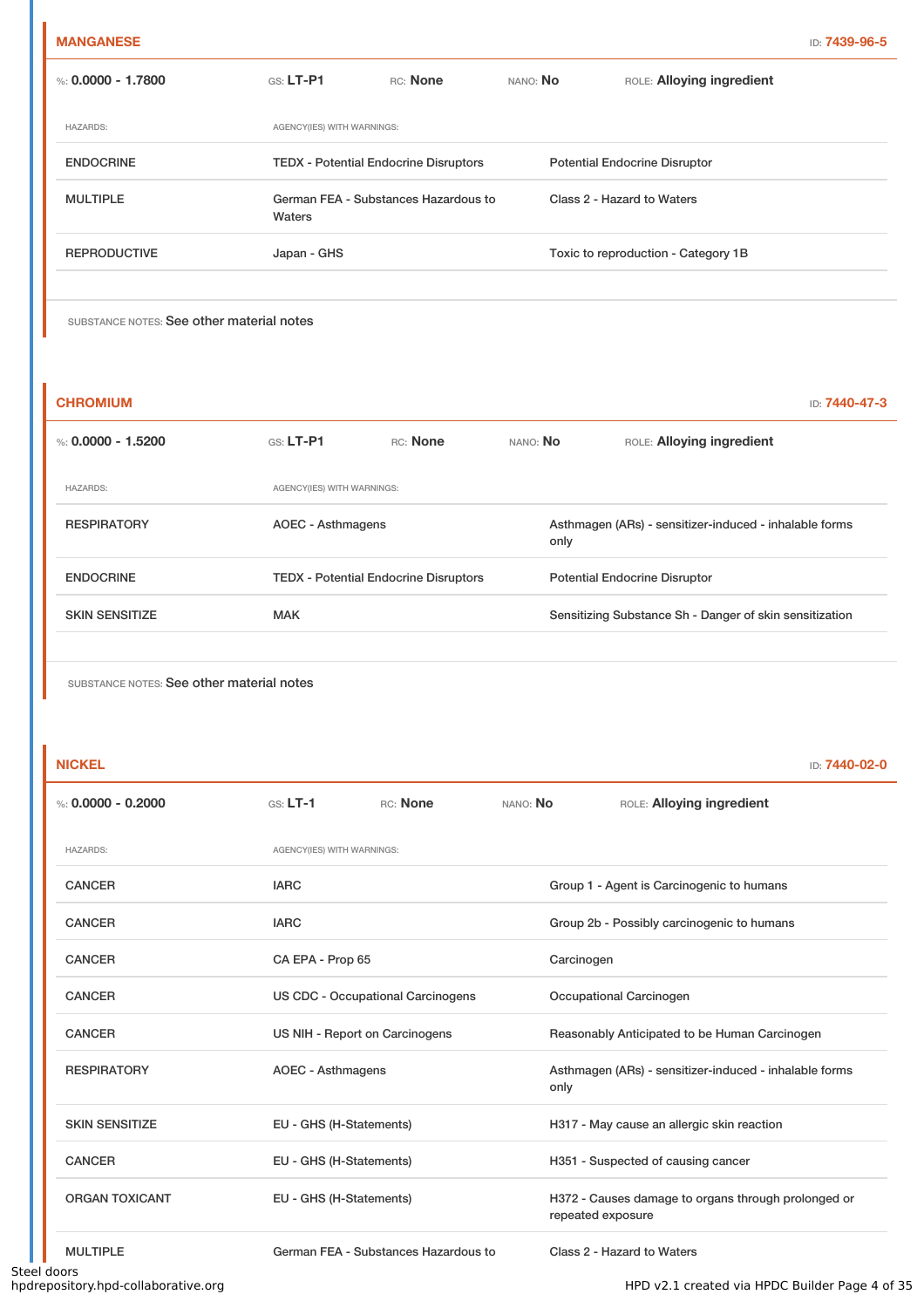## MANGANESE

ID: **7439-96-5**

%: **0.0000 - 1.7800** GS: **LT-P1** RC: **None** NANO: **No** ROLE: **Alloying ingredient**

| HAZARDS: | AGENCY(IES) WITH WARNINGS: | |
|---|---|---|
| ENDOCRINE | TEDX - Potential Endocrine Disruptors | Potential Endocrine Disruptor |
| MULTIPLE | German FEA - Substances Hazardous to Waters | Class 2 - Hazard to Waters |
| REPRODUCTIVE | Japan - GHS | Toxic to reproduction - Category 1B |

SUBSTANCE NOTES: See other material notes

## CHROMIUM

ID: **7440-47-3**

%: **0.0000 - 1.5200** GS: **LT-P1** RC: **None** NANO: **No** ROLE: **Alloying ingredient**

| HAZARDS: | AGENCY(IES) WITH WARNINGS: | |
|---|---|---|
| RESPIRATORY | AOEC - Asthmagens | Asthmagen (ARs) - sensitizer-induced - inhalable forms only |
| ENDOCRINE | TEDX - Potential Endocrine Disruptors | Potential Endocrine Disruptor |
| SKIN SENSITIZE | MAK | Sensitizing Substance Sh - Danger of skin sensitization |

SUBSTANCE NOTES: See other material notes

## NICKEL

ID: **7440-02-0**

%: **0.0000 - 0.2000** GS: **LT-1** RC: **None** NANO: **No** ROLE: **Alloying ingredient**

| HAZARDS: | AGENCY(IES) WITH WARNINGS: | |
|---|---|---|
| CANCER | IARC | Group 1 - Agent is Carcinogenic to humans |
| CANCER | IARC | Group 2b - Possibly carcinogenic to humans |
| CANCER | CA EPA - Prop 65 | Carcinogen |
| CANCER | US CDC - Occupational Carcinogens | Occupational Carcinogen |
| CANCER | US NIH - Report on Carcinogens | Reasonably Anticipated to be Human Carcinogen |
| RESPIRATORY | AOEC - Asthmagens | Asthmagen (ARs) - sensitizer-induced - inhalable forms only |
| SKIN SENSITIZE | EU - GHS (H-Statements) | H317 - May cause an allergic skin reaction |
| CANCER | EU - GHS (H-Statements) | H351 - Suspected of causing cancer |
| ORGAN TOXICANT | EU - GHS (H-Statements) | H372 - Causes damage to organs through prolonged or repeated exposure |
| MULTIPLE | German FEA - Substances Hazardous to | Class 2 - Hazard to Waters |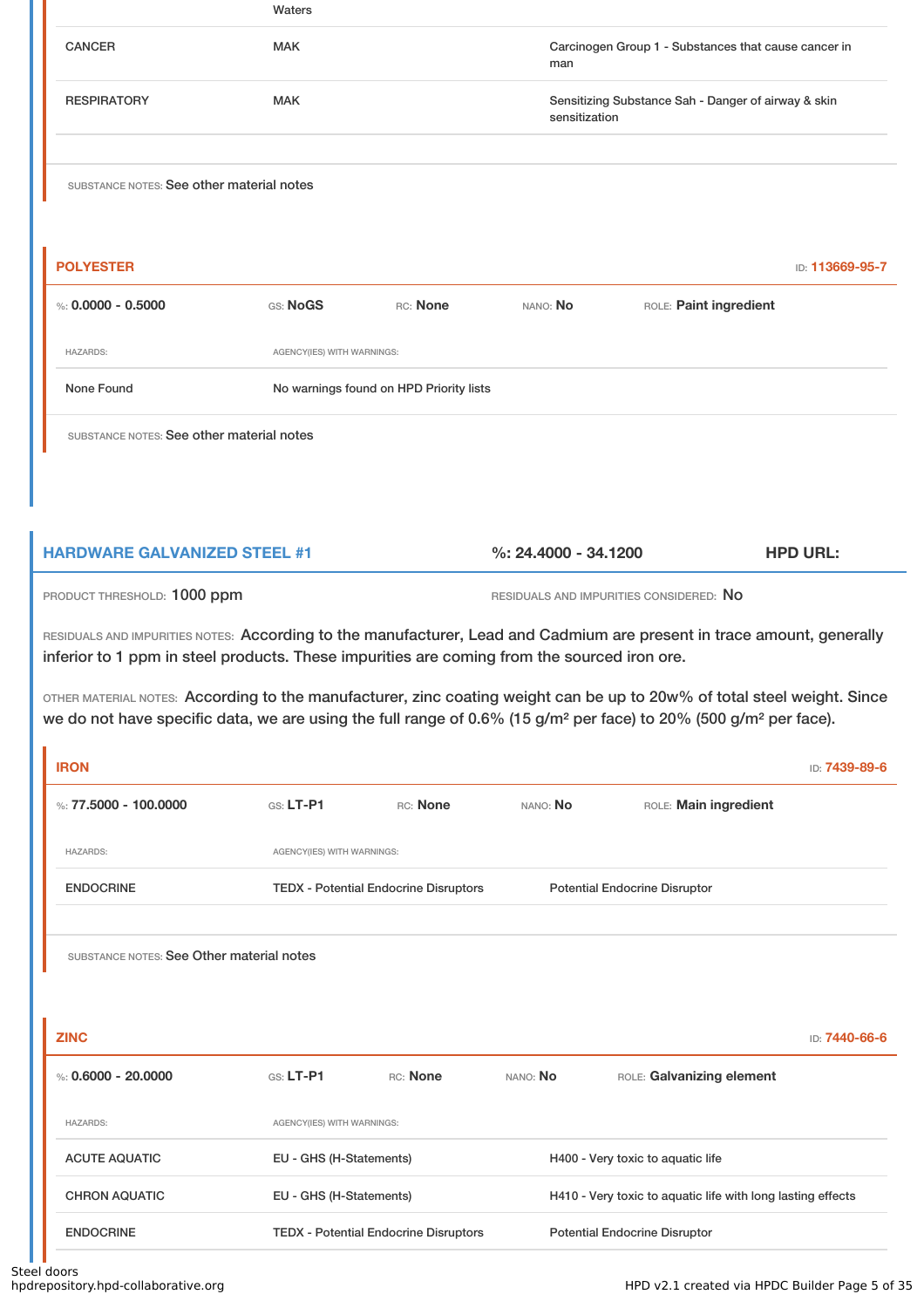| | Waters | |
|---|---|---|
| CANCER | MAK | Carcinogen Group 1 - Substances that cause cancer in man |
| RESPIRATORY | MAK | Sensitizing Substance Sah - Danger of airway & skin sensitization |

SUBSTANCE NOTES: See other material notes

### POLYESTER

ID: 113669-95-7

%: **0.0000 - 0.5000** GS: **NoGS** RC: **None** NANO: **No** ROLE: **Paint ingredient**

| HAZARDS: | AGENCY(IES) WITH WARNINGS: |
|---|---|
| None Found | No warnings found on HPD Priority lists |

SUBSTANCE NOTES: See other material notes

## HARDWARE GALVANIZED STEEL #1

%: **24.4000 - 34.1200** HPD URL:

PRODUCT THRESHOLD: **1000 ppm** RESIDUALS AND IMPURITIES CONSIDERED: **No**

RESIDUALS AND IMPURITIES NOTES: According to the manufacturer, Lead and Cadmium are present in trace amount, generally inferior to 1 ppm in steel products. These impurities are coming from the sourced iron ore.

OTHER MATERIAL NOTES: According to the manufacturer, zinc coating weight can be up to 20w% of total steel weight. Since we do not have specific data, we are using the full range of 0.6% (15 g/m² per face) to 20% (500 g/m² per face).

### IRON

ID: 7439-89-6

%: **77.5000 - 100.0000** GS: **LT-P1** RC: **None** NANO: **No** ROLE: **Main ingredient**

| HAZARDS: | AGENCY(IES) WITH WARNINGS: | |
|---|---|---|
| ENDOCRINE | TEDX - Potential Endocrine Disruptors | Potential Endocrine Disruptor |

SUBSTANCE NOTES: See Other material notes

### ZINC

ID: 7440-66-6

%: **0.6000 - 20.0000** GS: **LT-P1** RC: **None** NANO: **No** ROLE: **Galvanizing element**

| HAZARDS: | AGENCY(IES) WITH WARNINGS: | |
|---|---|---|
| ACUTE AQUATIC | EU - GHS (H-Statements) | H400 - Very toxic to aquatic life |
| CHRON AQUATIC | EU - GHS (H-Statements) | H410 - Very toxic to aquatic life with long lasting effects |
| ENDOCRINE | TEDX - Potential Endocrine Disruptors | Potential Endocrine Disruptor |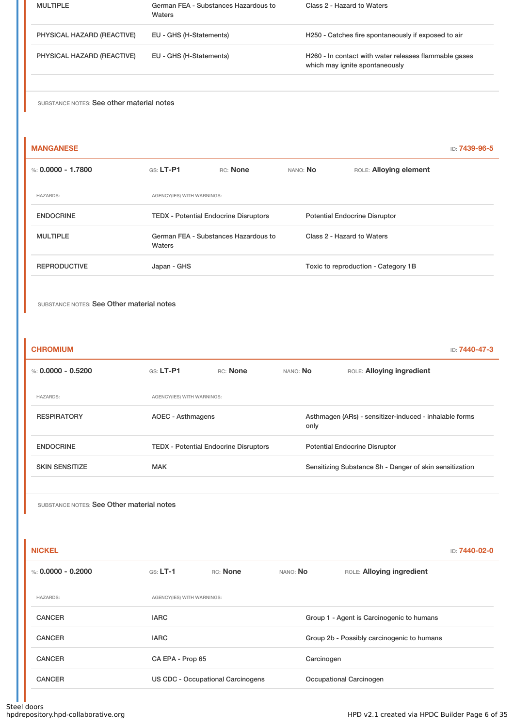| | | |
|---|---|---|
| MULTIPLE | German FEA - Substances Hazardous to Waters | Class 2 - Hazard to Waters |
| PHYSICAL HAZARD (REACTIVE) | EU - GHS (H-Statements) | H250 - Catches fire spontaneously if exposed to air |
| PHYSICAL HAZARD (REACTIVE) | EU - GHS (H-Statements) | H260 - In contact with water releases flammable gases which may ignite spontaneously |

SUBSTANCE NOTES: See other material notes

## MANGANESE

ID: 7439-96-5

%: **0.0000 - 1.7800** GS: **LT-P1** RC: **None** NANO: **No** ROLE: **Alloying element**

| HAZARDS: | AGENCY(IES) WITH WARNINGS: | |
|---|---|---|
| ENDOCRINE | TEDX - Potential Endocrine Disruptors | Potential Endocrine Disruptor |
| MULTIPLE | German FEA - Substances Hazardous to Waters | Class 2 - Hazard to Waters |
| REPRODUCTIVE | Japan - GHS | Toxic to reproduction - Category 1B |

SUBSTANCE NOTES: See Other material notes

## CHROMIUM

ID: 7440-47-3

%: **0.0000 - 0.5200** GS: **LT-P1** RC: **None** NANO: **No** ROLE: **Alloying ingredient**

| HAZARDS: | AGENCY(IES) WITH WARNINGS: | |
|---|---|---|
| RESPIRATORY | AOEC - Asthmagens | Asthmagen (ARs) - sensitizer-induced - inhalable forms only |
| ENDOCRINE | TEDX - Potential Endocrine Disruptors | Potential Endocrine Disruptor |
| SKIN SENSITIZE | MAK | Sensitizing Substance Sh - Danger of skin sensitization |

SUBSTANCE NOTES: See Other material notes

## NICKEL

ID: 7440-02-0

%: **0.0000 - 0.2000** GS: **LT-1** RC: **None** NANO: **No** ROLE: **Alloying ingredient**

| HAZARDS: | AGENCY(IES) WITH WARNINGS: | |
|---|---|---|
| CANCER | IARC | Group 1 - Agent is Carcinogenic to humans |
| CANCER | IARC | Group 2b - Possibly carcinogenic to humans |
| CANCER | CA EPA - Prop 65 | Carcinogen |
| CANCER | US CDC - Occupational Carcinogens | Occupational Carcinogen |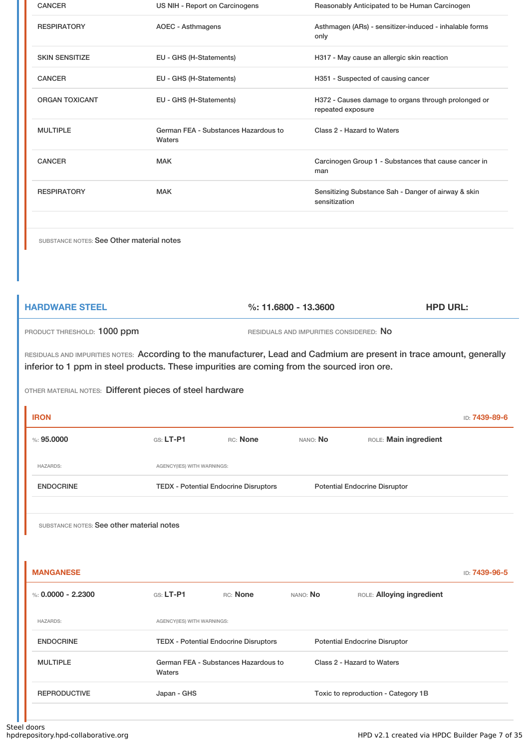| HAZARDS | AGENCY(IES) WITH WARNINGS | |
|---|---|---|
| CANCER | US NIH - Report on Carcinogens | Reasonably Anticipated to be Human Carcinogen |
| RESPIRATORY | AOEC - Asthmagens | Asthmagen (ARs) - sensitizer-induced - inhalable forms only |
| SKIN SENSITIZE | EU - GHS (H-Statements) | H317 - May cause an allergic skin reaction |
| CANCER | EU - GHS (H-Statements) | H351 - Suspected of causing cancer |
| ORGAN TOXICANT | EU - GHS (H-Statements) | H372 - Causes damage to organs through prolonged or repeated exposure |
| MULTIPLE | German FEA - Substances Hazardous to Waters | Class 2 - Hazard to Waters |
| CANCER | MAK | Carcinogen Group 1 - Substances that cause cancer in man |
| RESPIRATORY | MAK | Sensitizing Substance Sah - Danger of airway & skin sensitization |

SUBSTANCE NOTES: See Other material notes

## HARDWARE STEEL

%: 11.6800 - 13.3600

HPD URL:

PRODUCT THRESHOLD: 1000 ppm

RESIDUALS AND IMPURITIES CONSIDERED: No

RESIDUALS AND IMPURITIES NOTES: According to the manufacturer, Lead and Cadmium are present in trace amount, generally inferior to 1 ppm in steel products. These impurities are coming from the sourced iron ore.

OTHER MATERIAL NOTES: Different pieces of steel hardware

### IRON

ID: 7439-89-6

%: 95.0000 | GS: LT-P1 | RC: None | NANO: No | ROLE: Main ingredient

| HAZARDS: | AGENCY(IES) WITH WARNINGS: | |
|---|---|---|
| ENDOCRINE | TEDX - Potential Endocrine Disruptors | Potential Endocrine Disruptor |

SUBSTANCE NOTES: See other material notes

### MANGANESE

ID: 7439-96-5

%: 0.0000 - 2.2300 | GS: LT-P1 | RC: None | NANO: No | ROLE: Alloying ingredient

| HAZARDS: | AGENCY(IES) WITH WARNINGS: | |
|---|---|---|
| ENDOCRINE | TEDX - Potential Endocrine Disruptors | Potential Endocrine Disruptor |
| MULTIPLE | German FEA - Substances Hazardous to Waters | Class 2 - Hazard to Waters |
| REPRODUCTIVE | Japan - GHS | Toxic to reproduction - Category 1B |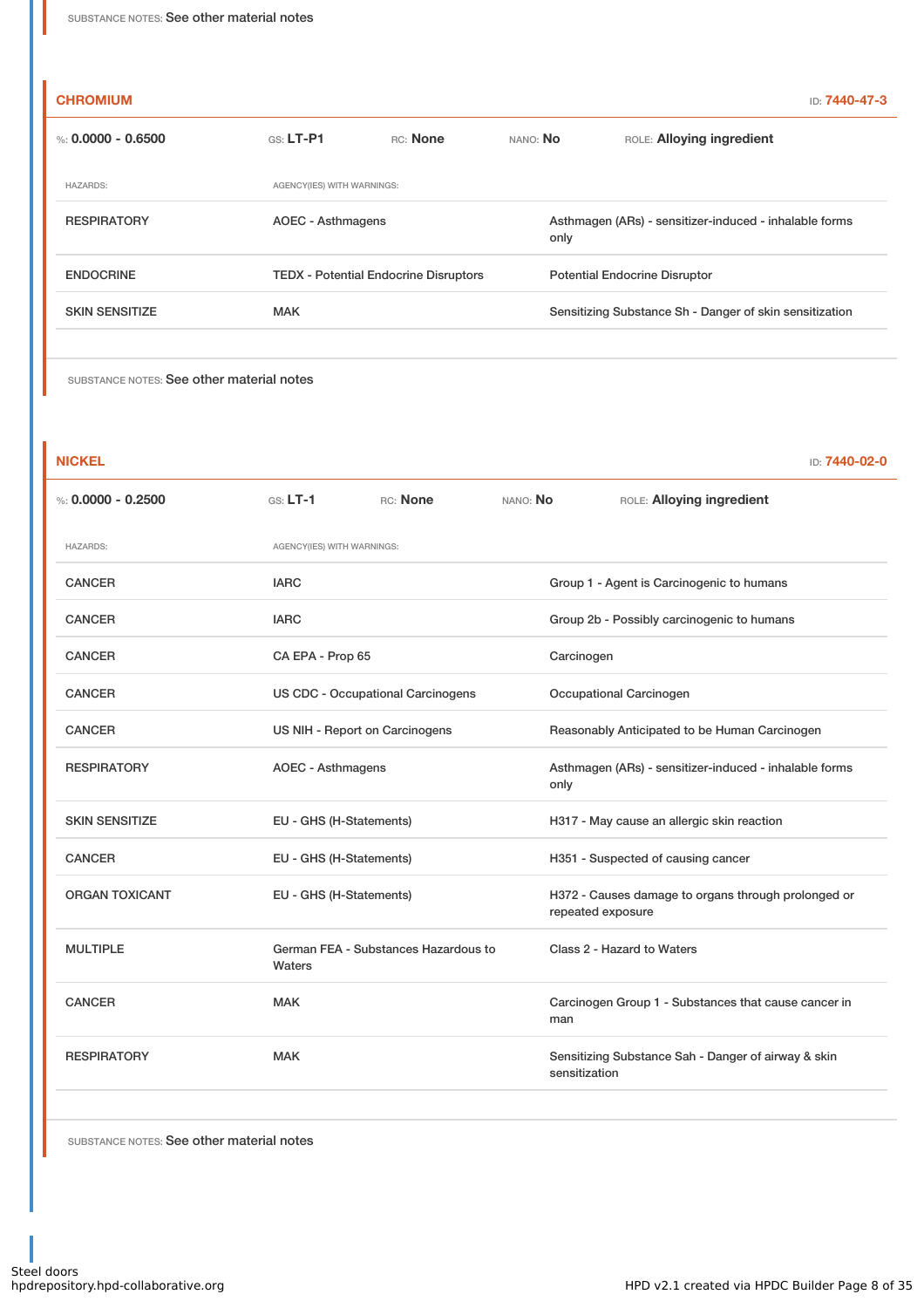SUBSTANCE NOTES: See other material notes

## CHROMIUM

ID: 7440-47-3

%: **0.0000 - 0.6500** GS: **LT-P1** RC: **None** NANO: **No** ROLE: **Alloying ingredient**

| HAZARDS: | AGENCY(IES) WITH WARNINGS: | |
|---|---|---|
| RESPIRATORY | AOEC - Asthmagens | Asthmagen (ARs) - sensitizer-induced - inhalable forms only |
| ENDOCRINE | TEDX - Potential Endocrine Disruptors | Potential Endocrine Disruptor |
| SKIN SENSITIZE | MAK | Sensitizing Substance Sh - Danger of skin sensitization |

SUBSTANCE NOTES: See other material notes

## NICKEL

ID: 7440-02-0

%: **0.0000 - 0.2500** GS: **LT-1** RC: **None** NANO: **No** ROLE: **Alloying ingredient**

| HAZARDS: | AGENCY(IES) WITH WARNINGS: | |
|---|---|---|
| CANCER | IARC | Group 1 - Agent is Carcinogenic to humans |
| CANCER | IARC | Group 2b - Possibly carcinogenic to humans |
| CANCER | CA EPA - Prop 65 | Carcinogen |
| CANCER | US CDC - Occupational Carcinogens | Occupational Carcinogen |
| CANCER | US NIH - Report on Carcinogens | Reasonably Anticipated to be Human Carcinogen |
| RESPIRATORY | AOEC - Asthmagens | Asthmagen (ARs) - sensitizer-induced - inhalable forms only |
| SKIN SENSITIZE | EU - GHS (H-Statements) | H317 - May cause an allergic skin reaction |
| CANCER | EU - GHS (H-Statements) | H351 - Suspected of causing cancer |
| ORGAN TOXICANT | EU - GHS (H-Statements) | H372 - Causes damage to organs through prolonged or repeated exposure |
| MULTIPLE | German FEA - Substances Hazardous to Waters | Class 2 - Hazard to Waters |
| CANCER | MAK | Carcinogen Group 1 - Substances that cause cancer in man |
| RESPIRATORY | MAK | Sensitizing Substance Sah - Danger of airway & skin sensitization |

SUBSTANCE NOTES: See other material notes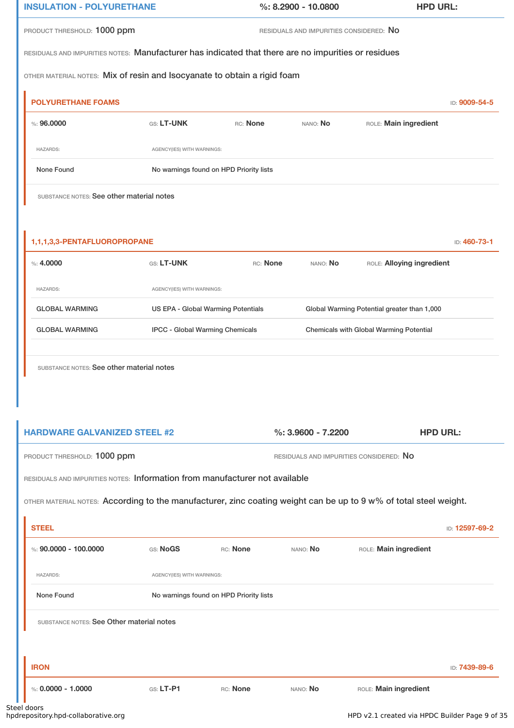## INSULATION - POLYURETHANE

**%:** 8.2900 - 10.0800 **HPD URL:**

PRODUCT THRESHOLD: 1000 ppm

RESIDUALS AND IMPURITIES CONSIDERED: No

RESIDUALS AND IMPURITIES NOTES: Manufacturer has indicated that there are no impurities or residues

OTHER MATERIAL NOTES: Mix of resin and Isocyanate to obtain a rigid foam

### POLYURETHANE FOAMS

ID: 9009-54-5

%: 96.0000 | GS: LT-UNK | RC: None | NANO: No | ROLE: Main ingredient

| HAZARDS: | AGENCY(IES) WITH WARNINGS: | |
|---|---|---|
| None Found | No warnings found on HPD Priority lists | |

SUBSTANCE NOTES: See other material notes

### 1,1,1,3,3-PENTAFLUOROPROPANE

ID: 460-73-1

%: 4.0000 | GS: LT-UNK | RC: None | NANO: No | ROLE: Alloying ingredient

| HAZARDS: | AGENCY(IES) WITH WARNINGS: | |
|---|---|---|
| GLOBAL WARMING | US EPA - Global Warming Potentials | Global Warming Potential greater than 1,000 |
| GLOBAL WARMING | IPCC - Global Warming Chemicals | Chemicals with Global Warming Potential |

SUBSTANCE NOTES: See other material notes

## HARDWARE GALVANIZED STEEL #2

**%:** 3.9600 - 7.2200 **HPD URL:**

PRODUCT THRESHOLD: 1000 ppm

RESIDUALS AND IMPURITIES CONSIDERED: No

RESIDUALS AND IMPURITIES NOTES: Information from manufacturer not available

OTHER MATERIAL NOTES: According to the manufacturer, zinc coating weight can be up to 9 w% of total steel weight.

### STEEL

ID: 12597-69-2

%: 90.0000 - 100.0000 | GS: NoGS | RC: None | NANO: No | ROLE: Main ingredient

| HAZARDS: | AGENCY(IES) WITH WARNINGS: |
|---|---|
| None Found | No warnings found on HPD Priority lists |

SUBSTANCE NOTES: See Other material notes

### IRON

ID: 7439-89-6

%: 0.0000 - 1.0000 | GS: LT-P1 | RC: None | NANO: No | ROLE: Main ingredient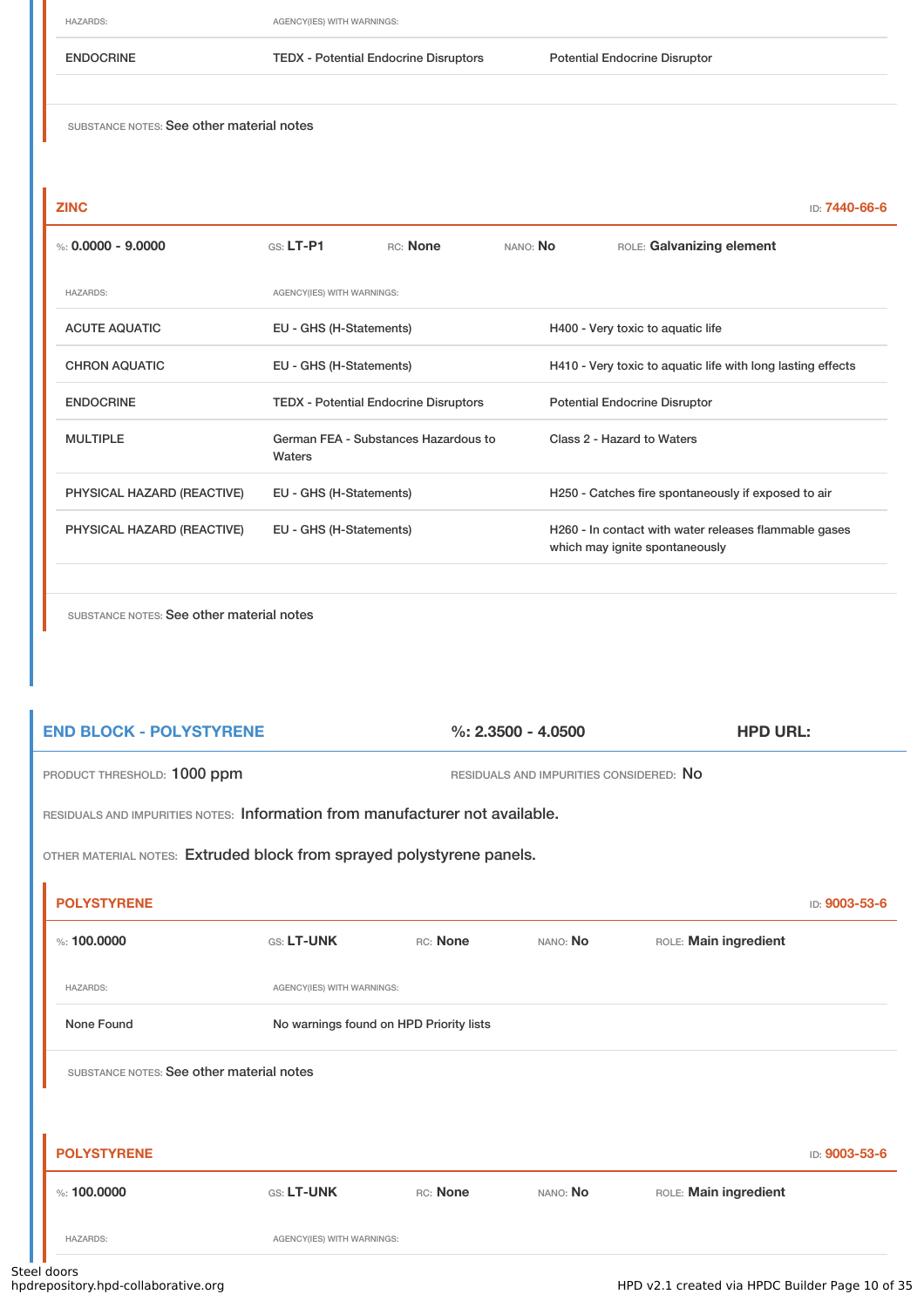| HAZARDS: | AGENCY(IES) WITH WARNINGS: | |
|---|---|---|
| ENDOCRINE | TEDX - Potential Endocrine Disruptors | Potential Endocrine Disruptor |

SUBSTANCE NOTES: See other material notes

### ZINC

ID: 7440-66-6

%: 0.0000 - 9.0000 | GS: LT-P1 | RC: None | NANO: No | ROLE: Galvanizing element

| HAZARDS: | AGENCY(IES) WITH WARNINGS: | |
|---|---|---|
| ACUTE AQUATIC | EU - GHS (H-Statements) | H400 - Very toxic to aquatic life |
| CHRON AQUATIC | EU - GHS (H-Statements) | H410 - Very toxic to aquatic life with long lasting effects |
| ENDOCRINE | TEDX - Potential Endocrine Disruptors | Potential Endocrine Disruptor |
| MULTIPLE | German FEA - Substances Hazardous to Waters | Class 2 - Hazard to Waters |
| PHYSICAL HAZARD (REACTIVE) | EU - GHS (H-Statements) | H250 - Catches fire spontaneously if exposed to air |
| PHYSICAL HAZARD (REACTIVE) | EU - GHS (H-Statements) | H260 - In contact with water releases flammable gases which may ignite spontaneously |

SUBSTANCE NOTES: See other material notes

## END BLOCK - POLYSTYRENE

%: 2.3500 - 4.0500 | HPD URL:

PRODUCT THRESHOLD: 1000 ppm | RESIDUALS AND IMPURITIES CONSIDERED: No

RESIDUALS AND IMPURITIES NOTES: Information from manufacturer not available.

OTHER MATERIAL NOTES: Extruded block from sprayed polystyrene panels.

### POLYSTYRENE

ID: 9003-53-6

%: 100.0000 | GS: LT-UNK | RC: None | NANO: No | ROLE: Main ingredient

| HAZARDS: | AGENCY(IES) WITH WARNINGS: |
|---|---|
| None Found | No warnings found on HPD Priority lists |

SUBSTANCE NOTES: See other material notes

### POLYSTYRENE

ID: 9003-53-6

%: 100.0000 | GS: LT-UNK | RC: None | NANO: No | ROLE: Main ingredient

| HAZARDS: | AGENCY(IES) WITH WARNINGS: |
|---|---|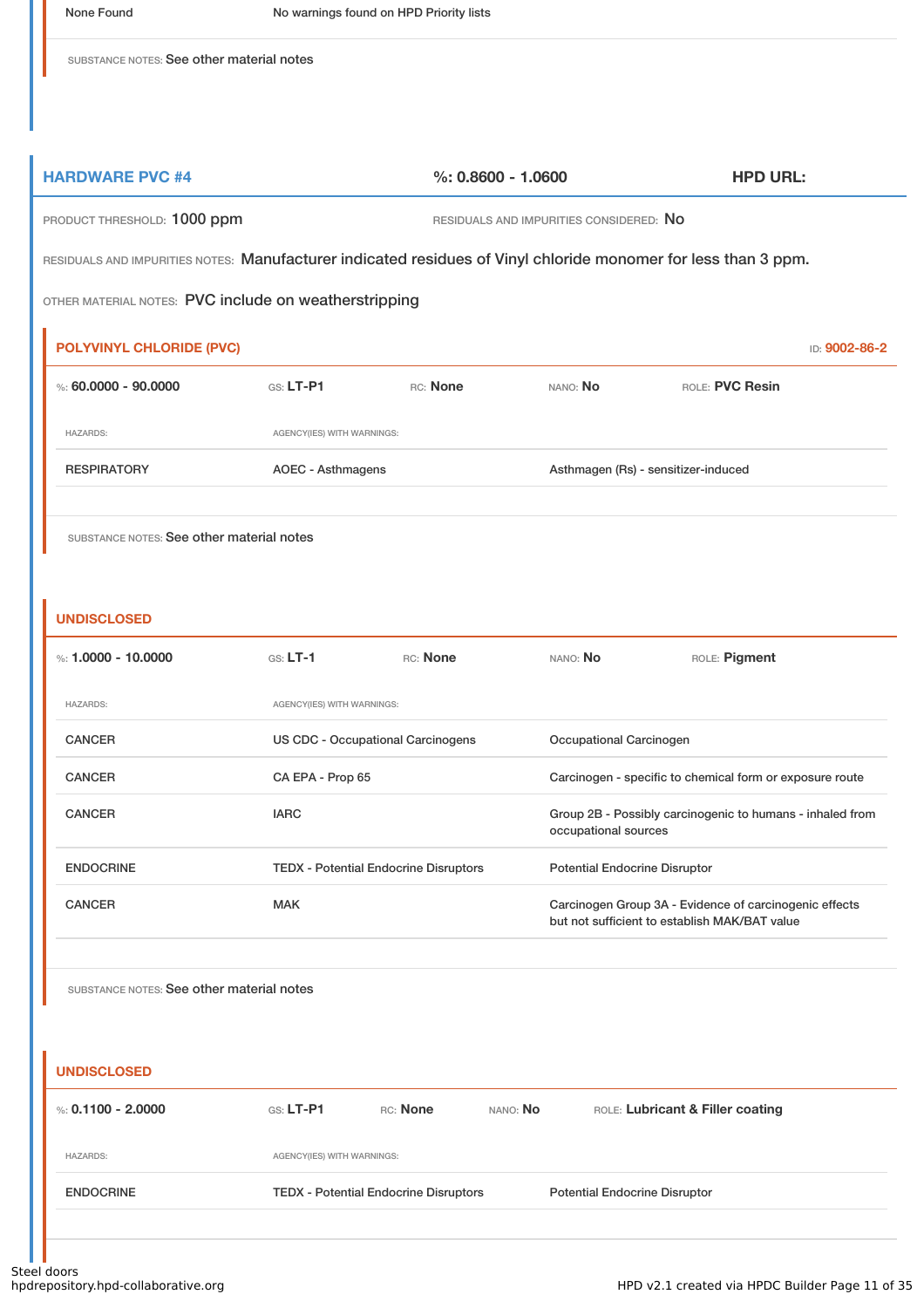| | |
|---|---|
| None Found | No warnings found on HPD Priority lists |

SUBSTANCE NOTES: See other material notes

## HARDWARE PVC #4

%: 0.8600 - 1.0600

HPD URL:

PRODUCT THRESHOLD: 1000 ppm

RESIDUALS AND IMPURITIES CONSIDERED: No

RESIDUALS AND IMPURITIES NOTES: Manufacturer indicated residues of Vinyl chloride monomer for less than 3 ppm.

OTHER MATERIAL NOTES: PVC include on weatherstripping

### POLYVINYL CHLORIDE (PVC)

ID: 9002-86-2

%: **60.0000 - 90.0000** GS: **LT-P1** RC: **None** NANO: **No** ROLE: **PVC Resin**

| HAZARDS: | AGENCY(IES) WITH WARNINGS: | |
|---|---|---|
| RESPIRATORY | AOEC - Asthmagens | Asthmagen (Rs) - sensitizer-induced |

SUBSTANCE NOTES: See other material notes

### UNDISCLOSED

%: **1.0000 - 10.0000** GS: **LT-1** RC: **None** NANO: **No** ROLE: **Pigment**

| HAZARDS: | AGENCY(IES) WITH WARNINGS: | |
|---|---|---|
| CANCER | US CDC - Occupational Carcinogens | Occupational Carcinogen |
| CANCER | CA EPA - Prop 65 | Carcinogen - specific to chemical form or exposure route |
| CANCER | IARC | Group 2B - Possibly carcinogenic to humans - inhaled from occupational sources |
| ENDOCRINE | TEDX - Potential Endocrine Disruptors | Potential Endocrine Disruptor |
| CANCER | MAK | Carcinogen Group 3A - Evidence of carcinogenic effects but not sufficient to establish MAK/BAT value |

SUBSTANCE NOTES: See other material notes

### UNDISCLOSED

%: **0.1100 - 2.0000** GS: **LT-P1** RC: **None** NANO: **No** ROLE: **Lubricant & Filler coating**

| HAZARDS: | AGENCY(IES) WITH WARNINGS: | |
|---|---|---|
| ENDOCRINE | TEDX - Potential Endocrine Disruptors | Potential Endocrine Disruptor |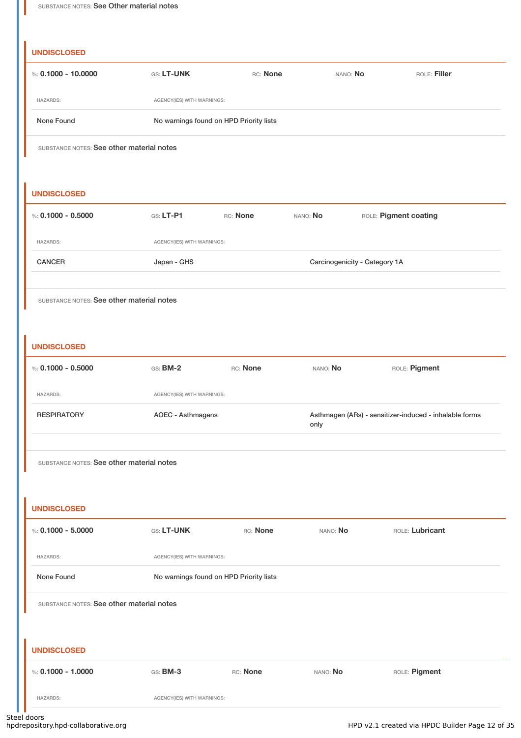SUBSTANCE NOTES: See Other material notes

### UNDISCLOSED

%: **0.1000 - 10.0000** GS: **LT-UNK** RC: **None** NANO: **No** ROLE: **Filler**

| HAZARDS: | AGENCY(IES) WITH WARNINGS: |
| --- | --- |
| None Found | No warnings found on HPD Priority lists |

SUBSTANCE NOTES: See other material notes

### UNDISCLOSED

%: **0.1000 - 0.5000** GS: **LT-P1** RC: **None** NANO: **No** ROLE: **Pigment coating**

| HAZARDS: | AGENCY(IES) WITH WARNINGS: | |
| --- | --- | --- |
| CANCER | Japan - GHS | Carcinogenicity - Category 1A |

SUBSTANCE NOTES: See other material notes

### UNDISCLOSED

%: **0.1000 - 0.5000** GS: **BM-2** RC: **None** NANO: **No** ROLE: **Pigment**

| HAZARDS: | AGENCY(IES) WITH WARNINGS: | |
| --- | --- | --- |
| RESPIRATORY | AOEC - Asthmagens | Asthmagen (ARs) - sensitizer-induced - inhalable forms only |

SUBSTANCE NOTES: See other material notes

### UNDISCLOSED

%: **0.1000 - 5.0000** GS: **LT-UNK** RC: **None** NANO: **No** ROLE: **Lubricant**

| HAZARDS: | AGENCY(IES) WITH WARNINGS: |
| --- | --- |
| None Found | No warnings found on HPD Priority lists |

SUBSTANCE NOTES: See other material notes

### UNDISCLOSED

%: **0.1000 - 1.0000** GS: **BM-3** RC: **None** NANO: **No** ROLE: **Pigment**

| HAZARDS: | AGENCY(IES) WITH WARNINGS: |
| --- | --- |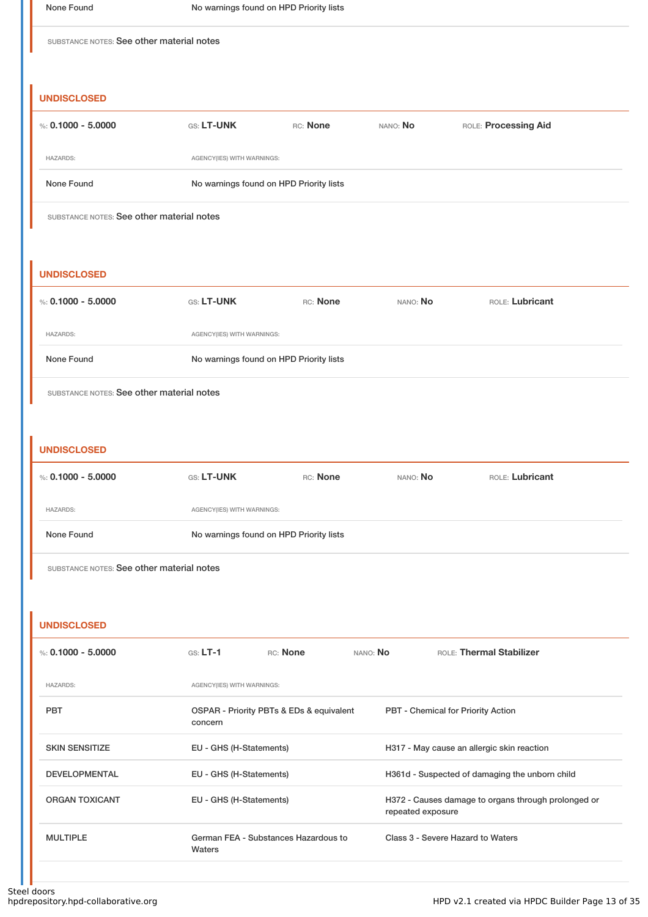| | |
|---|---|
| None Found | No warnings found on HPD Priority lists |

SUBSTANCE NOTES: See other material notes

### UNDISCLOSED

%: **0.1000 - 5.0000** GS: **LT-UNK** RC: **None** NANO: **No** ROLE: **Processing Aid**

| HAZARDS: | AGENCY(IES) WITH WARNINGS: |
|---|---|
| None Found | No warnings found on HPD Priority lists |

SUBSTANCE NOTES: See other material notes

### UNDISCLOSED

%: **0.1000 - 5.0000** GS: **LT-UNK** RC: **None** NANO: **No** ROLE: **Lubricant**

| HAZARDS: | AGENCY(IES) WITH WARNINGS: |
|---|---|
| None Found | No warnings found on HPD Priority lists |

SUBSTANCE NOTES: See other material notes

### UNDISCLOSED

%: **0.1000 - 5.0000** GS: **LT-UNK** RC: **None** NANO: **No** ROLE: **Lubricant**

| HAZARDS: | AGENCY(IES) WITH WARNINGS: |
|---|---|
| None Found | No warnings found on HPD Priority lists |

SUBSTANCE NOTES: See other material notes

### UNDISCLOSED

%: **0.1000 - 5.0000** GS: **LT-1** RC: **None** NANO: **No** ROLE: **Thermal Stabilizer**

| HAZARDS: | AGENCY(IES) WITH WARNINGS: | |
|---|---|---|
| PBT | OSPAR - Priority PBTs & EDs & equivalent concern | PBT - Chemical for Priority Action |
| SKIN SENSITIZE | EU - GHS (H-Statements) | H317 - May cause an allergic skin reaction |
| DEVELOPMENTAL | EU - GHS (H-Statements) | H361d - Suspected of damaging the unborn child |
| ORGAN TOXICANT | EU - GHS (H-Statements) | H372 - Causes damage to organs through prolonged or repeated exposure |
| MULTIPLE | German FEA - Substances Hazardous to Waters | Class 3 - Severe Hazard to Waters |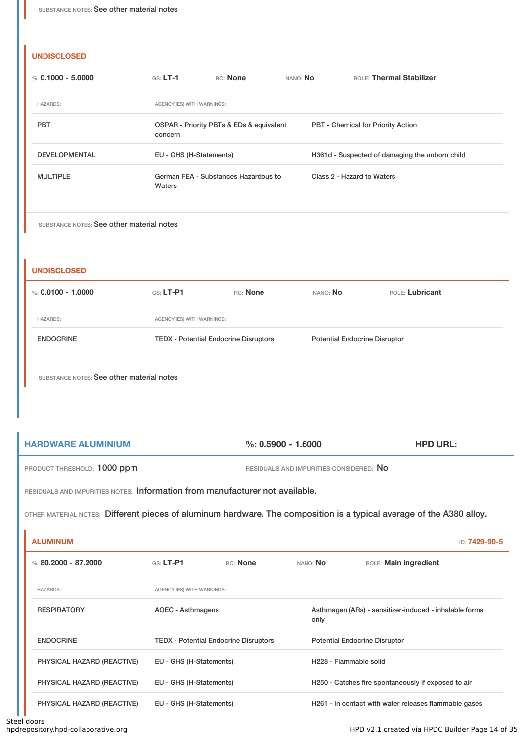SUBSTANCE NOTES: See other material notes

### UNDISCLOSED

%: **0.1000 - 5.0000** GS: **LT-1** RC: **None** NANO: **No** ROLE: **Thermal Stabilizer**

| HAZARDS: | AGENCY(IES) WITH WARNINGS: | |
|---|---|---|
| PBT | OSPAR - Priority PBTs & EDs & equivalent concern | PBT - Chemical for Priority Action |
| DEVELOPMENTAL | EU - GHS (H-Statements) | H361d - Suspected of damaging the unborn child |
| MULTIPLE | German FEA - Substances Hazardous to Waters | Class 2 - Hazard to Waters |

SUBSTANCE NOTES: See other material notes

### UNDISCLOSED

%: **0.0100 - 1.0000** GS: **LT-P1** RC: **None** NANO: **No** ROLE: **Lubricant**

| HAZARDS: | AGENCY(IES) WITH WARNINGS: | |
|---|---|---|
| ENDOCRINE | TEDX - Potential Endocrine Disruptors | Potential Endocrine Disruptor |

SUBSTANCE NOTES: See other material notes

## HARDWARE ALUMINIUM

**%: 0.5900 - 1.6000** **HPD URL:**

PRODUCT THRESHOLD: 1000 ppm RESIDUALS AND IMPURITIES CONSIDERED: No

RESIDUALS AND IMPURITIES NOTES: Information from manufacturer not available.

OTHER MATERIAL NOTES: Different pieces of aluminum hardware. The composition is a typical average of the A380 alloy.

### ALUMINUM

ID: 7429-90-5

%: **80.2000 - 87.2000** GS: **LT-P1** RC: **None** NANO: **No** ROLE: **Main ingredient**

| HAZARDS: | AGENCY(IES) WITH WARNINGS: | |
|---|---|---|
| RESPIRATORY | AOEC - Asthmagens | Asthmagen (ARs) - sensitizer-induced - inhalable forms only |
| ENDOCRINE | TEDX - Potential Endocrine Disruptors | Potential Endocrine Disruptor |
| PHYSICAL HAZARD (REACTIVE) | EU - GHS (H-Statements) | H228 - Flammable solid |
| PHYSICAL HAZARD (REACTIVE) | EU - GHS (H-Statements) | H250 - Catches fire spontaneously if exposed to air |
| PHYSICAL HAZARD (REACTIVE) | EU - GHS (H-Statements) | H261 - In contact with water releases flammable gases |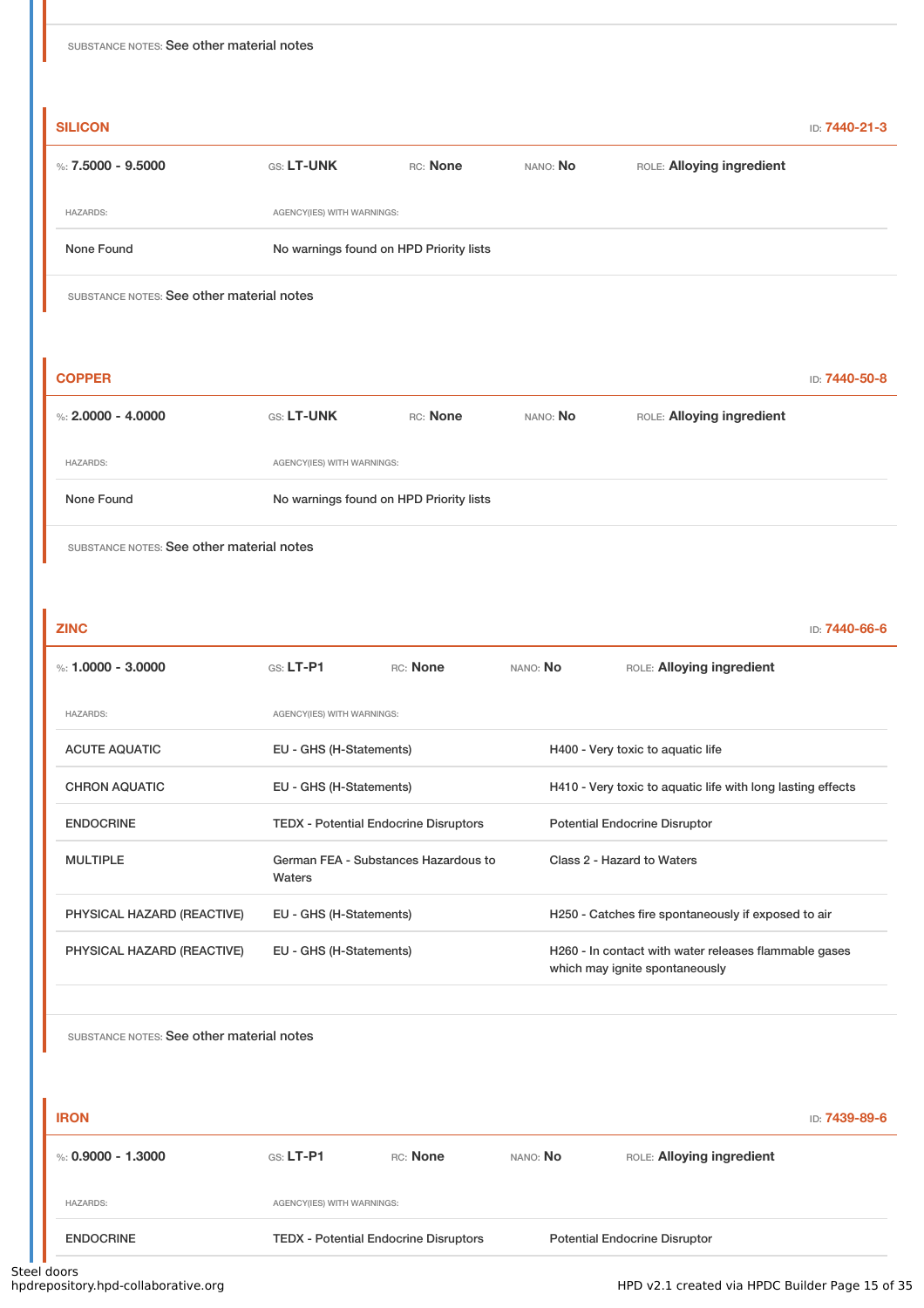SUBSTANCE NOTES: See other material notes

### SILICON

ID: **7440-21-3**

%: **7.5000 - 9.5000** GS: **LT-UNK** RC: **None** NANO: **No** ROLE: **Alloying ingredient**

| HAZARDS: | AGENCY(IES) WITH WARNINGS: |
|---|---|
| None Found | No warnings found on HPD Priority lists |

SUBSTANCE NOTES: See other material notes

### COPPER

ID: **7440-50-8**

%: **2.0000 - 4.0000** GS: **LT-UNK** RC: **None** NANO: **No** ROLE: **Alloying ingredient**

| HAZARDS: | AGENCY(IES) WITH WARNINGS: |
|---|---|
| None Found | No warnings found on HPD Priority lists |

SUBSTANCE NOTES: See other material notes

### ZINC

ID: **7440-66-6**

%: **1.0000 - 3.0000** GS: **LT-P1** RC: **None** NANO: **No** ROLE: **Alloying ingredient**

| HAZARDS: | AGENCY(IES) WITH WARNINGS: | |
|---|---|---|
| ACUTE AQUATIC | EU - GHS (H-Statements) | H400 - Very toxic to aquatic life |
| CHRON AQUATIC | EU - GHS (H-Statements) | H410 - Very toxic to aquatic life with long lasting effects |
| ENDOCRINE | TEDX - Potential Endocrine Disruptors | Potential Endocrine Disruptor |
| MULTIPLE | German FEA - Substances Hazardous to Waters | Class 2 - Hazard to Waters |
| PHYSICAL HAZARD (REACTIVE) | EU - GHS (H-Statements) | H250 - Catches fire spontaneously if exposed to air |
| PHYSICAL HAZARD (REACTIVE) | EU - GHS (H-Statements) | H260 - In contact with water releases flammable gases which may ignite spontaneously |

SUBSTANCE NOTES: See other material notes

### IRON

ID: **7439-89-6**

%: **0.9000 - 1.3000** GS: **LT-P1** RC: **None** NANO: **No** ROLE: **Alloying ingredient**

| HAZARDS: | AGENCY(IES) WITH WARNINGS: | |
|---|---|---|
| ENDOCRINE | TEDX - Potential Endocrine Disruptors | Potential Endocrine Disruptor |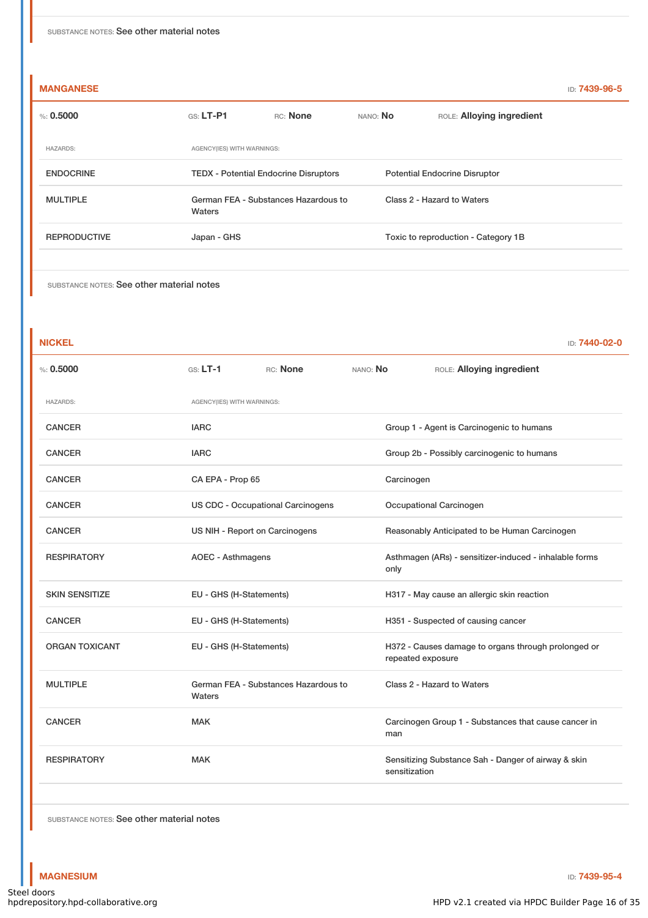SUBSTANCE NOTES: See other material notes

## MANGANESE

ID: **7439-96-5**

%: **0.5000** GS: **LT-P1** RC: **None** NANO: **No** ROLE: **Alloying ingredient**

| HAZARDS: | AGENCY(IES) WITH WARNINGS: | |
|---|---|---|
| ENDOCRINE | TEDX - Potential Endocrine Disruptors | Potential Endocrine Disruptor |
| MULTIPLE | German FEA - Substances Hazardous to Waters | Class 2 - Hazard to Waters |
| REPRODUCTIVE | Japan - GHS | Toxic to reproduction - Category 1B |

SUBSTANCE NOTES: See other material notes

## NICKEL

ID: **7440-02-0**

%: **0.5000** GS: **LT-1** RC: **None** NANO: **No** ROLE: **Alloying ingredient**

| HAZARDS: | AGENCY(IES) WITH WARNINGS: | |
|---|---|---|
| CANCER | IARC | Group 1 - Agent is Carcinogenic to humans |
| CANCER | IARC | Group 2b - Possibly carcinogenic to humans |
| CANCER | CA EPA - Prop 65 | Carcinogen |
| CANCER | US CDC - Occupational Carcinogens | Occupational Carcinogen |
| CANCER | US NIH - Report on Carcinogens | Reasonably Anticipated to be Human Carcinogen |
| RESPIRATORY | AOEC - Asthmagens | Asthmagen (ARs) - sensitizer-induced - inhalable forms only |
| SKIN SENSITIZE | EU - GHS (H-Statements) | H317 - May cause an allergic skin reaction |
| CANCER | EU - GHS (H-Statements) | H351 - Suspected of causing cancer |
| ORGAN TOXICANT | EU - GHS (H-Statements) | H372 - Causes damage to organs through prolonged or repeated exposure |
| MULTIPLE | German FEA - Substances Hazardous to Waters | Class 2 - Hazard to Waters |
| CANCER | MAK | Carcinogen Group 1 - Substances that cause cancer in man |
| RESPIRATORY | MAK | Sensitizing Substance Sah - Danger of airway & skin sensitization |

SUBSTANCE NOTES: See other material notes

## MAGNESIUM

ID: **7439-95-4**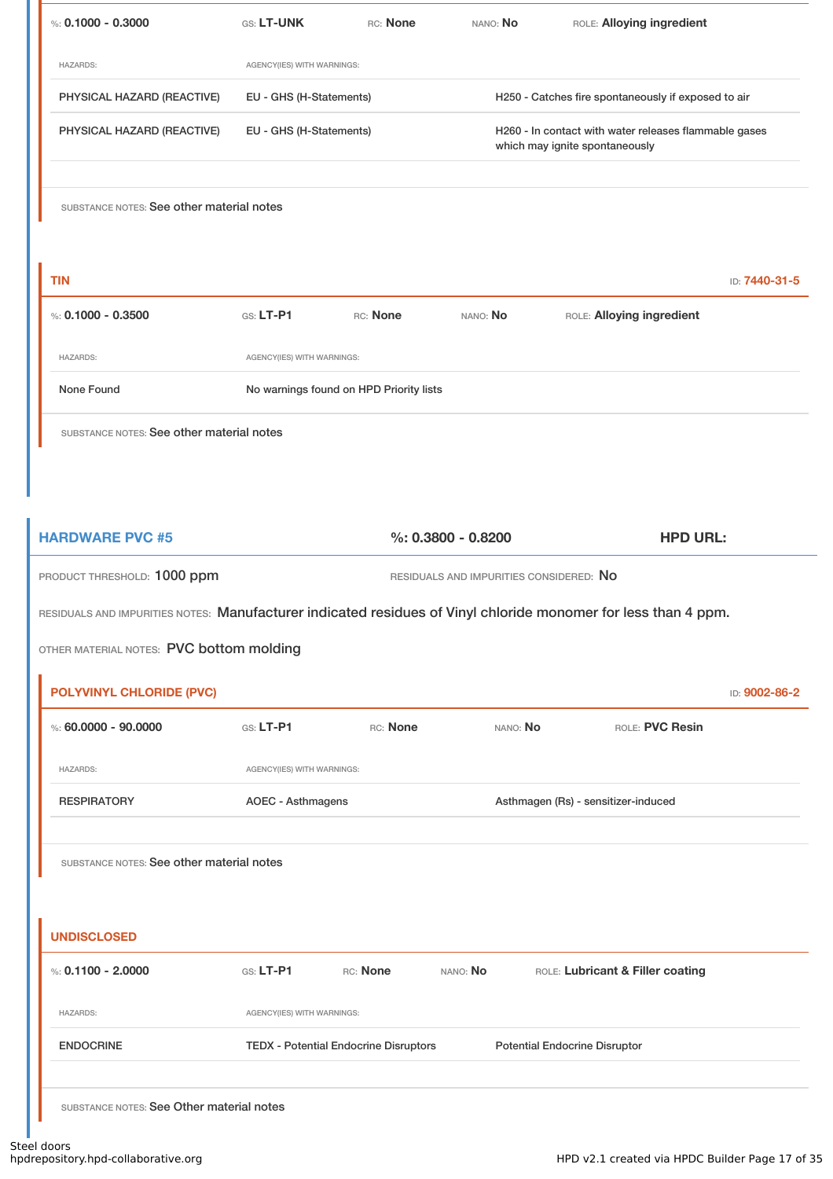%: **0.1000 - 0.3000** GS: **LT-UNK** RC: **None** NANO: **No** ROLE: **Alloying ingredient**

| HAZARDS: | AGENCY(IES) WITH WARNINGS: | |
|---|---|---|
| PHYSICAL HAZARD (REACTIVE) | EU - GHS (H-Statements) | H250 - Catches fire spontaneously if exposed to air |
| PHYSICAL HAZARD (REACTIVE) | EU - GHS (H-Statements) | H260 - In contact with water releases flammable gases which may ignite spontaneously |

SUBSTANCE NOTES: See other material notes

### TIN

ID: **7440-31-5**

%: **0.1000 - 0.3500** GS: **LT-P1** RC: **None** NANO: **No** ROLE: **Alloying ingredient**

| HAZARDS: | AGENCY(IES) WITH WARNINGS: |
|---|---|
| None Found | No warnings found on HPD Priority lists |

SUBSTANCE NOTES: See other material notes

## HARDWARE PVC #5

%: **0.3800 - 0.8200** HPD URL:

PRODUCT THRESHOLD: 1000 ppm RESIDUALS AND IMPURITIES CONSIDERED: No

RESIDUALS AND IMPURITIES NOTES: Manufacturer indicated residues of Vinyl chloride monomer for less than 4 ppm.

OTHER MATERIAL NOTES: PVC bottom molding

### POLYVINYL CHLORIDE (PVC)

ID: **9002-86-2**

%: **60.0000 - 90.0000** GS: **LT-P1** RC: **None** NANO: **No** ROLE: **PVC Resin**

| HAZARDS: | AGENCY(IES) WITH WARNINGS: | |
|---|---|---|
| RESPIRATORY | AOEC - Asthmagens | Asthmagen (Rs) - sensitizer-induced |

SUBSTANCE NOTES: See other material notes

### UNDISCLOSED

%: **0.1100 - 2.0000** GS: **LT-P1** RC: **None** NANO: **No** ROLE: **Lubricant & Filler coating**

| HAZARDS: | AGENCY(IES) WITH WARNINGS: | |
|---|---|---|
| ENDOCRINE | TEDX - Potential Endocrine Disruptors | Potential Endocrine Disruptor |

SUBSTANCE NOTES: See Other material notes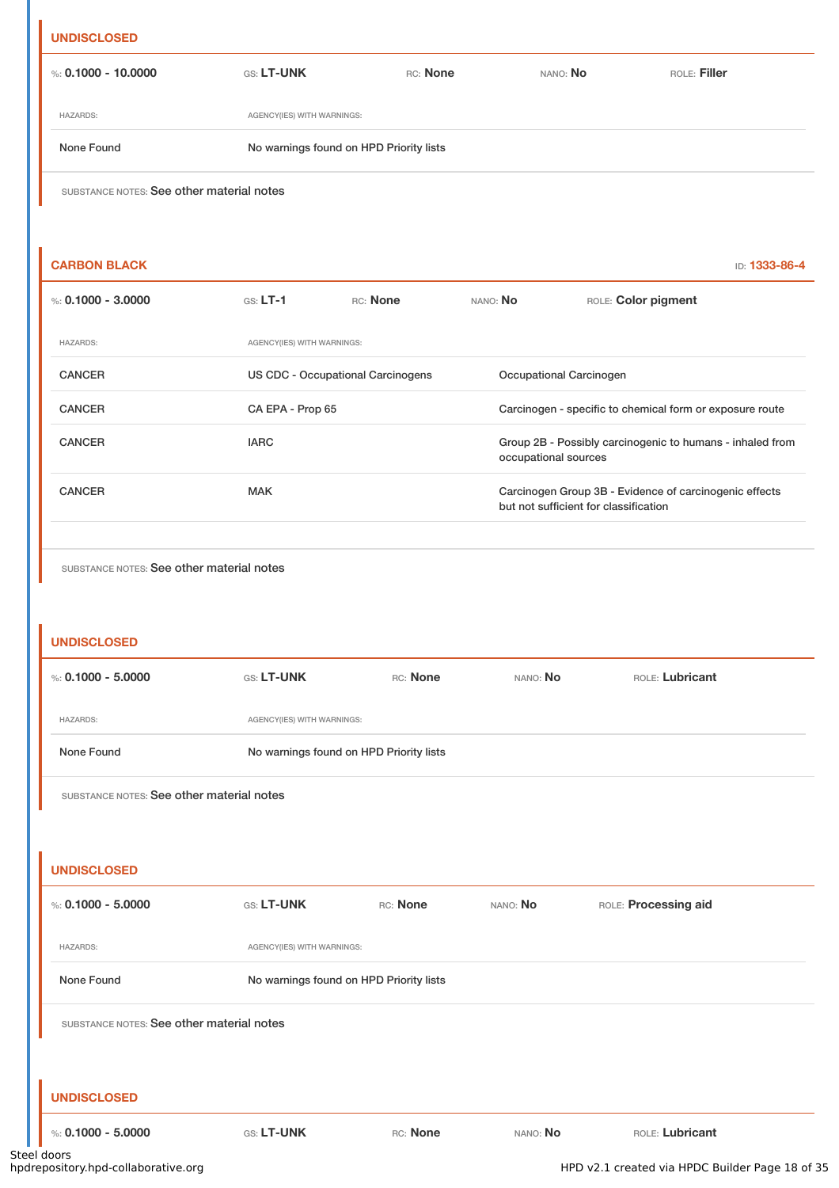### UNDISCLOSED

| %: **0.1000 - 10.0000** | GS: **LT-UNK** | RC: **None** | NANO: **No** | ROLE: **Filler** |
|---|---|---|---|---|

| HAZARDS: | AGENCY(IES) WITH WARNINGS: |
|---|---|
| None Found | No warnings found on HPD Priority lists |

SUBSTANCE NOTES: See other material notes

### CARBON BLACK

ID: **1333-86-4**

| %: **0.1000 - 3.0000** | GS: **LT-1** | RC: **None** | NANO: **No** | ROLE: **Color pigment** |
|---|---|---|---|---|

| HAZARDS: | AGENCY(IES) WITH WARNINGS: | |
|---|---|---|
| CANCER | US CDC - Occupational Carcinogens | Occupational Carcinogen |
| CANCER | CA EPA - Prop 65 | Carcinogen - specific to chemical form or exposure route |
| CANCER | IARC | Group 2B - Possibly carcinogenic to humans - inhaled from occupational sources |
| CANCER | MAK | Carcinogen Group 3B - Evidence of carcinogenic effects but not sufficient for classification |

SUBSTANCE NOTES: See other material notes

### UNDISCLOSED

| %: **0.1000 - 5.0000** | GS: **LT-UNK** | RC: **None** | NANO: **No** | ROLE: **Lubricant** |
|---|---|---|---|---|

| HAZARDS: | AGENCY(IES) WITH WARNINGS: |
|---|---|
| None Found | No warnings found on HPD Priority lists |

SUBSTANCE NOTES: See other material notes

### UNDISCLOSED

| %: **0.1000 - 5.0000** | GS: **LT-UNK** | RC: **None** | NANO: **No** | ROLE: **Processing aid** |
|---|---|---|---|---|

| HAZARDS: | AGENCY(IES) WITH WARNINGS: |
|---|---|
| None Found | No warnings found on HPD Priority lists |

SUBSTANCE NOTES: See other material notes

### UNDISCLOSED

| %: **0.1000 - 5.0000** | GS: **LT-UNK** | RC: **None** | NANO: **No** | ROLE: **Lubricant** |
|---|---|---|---|---|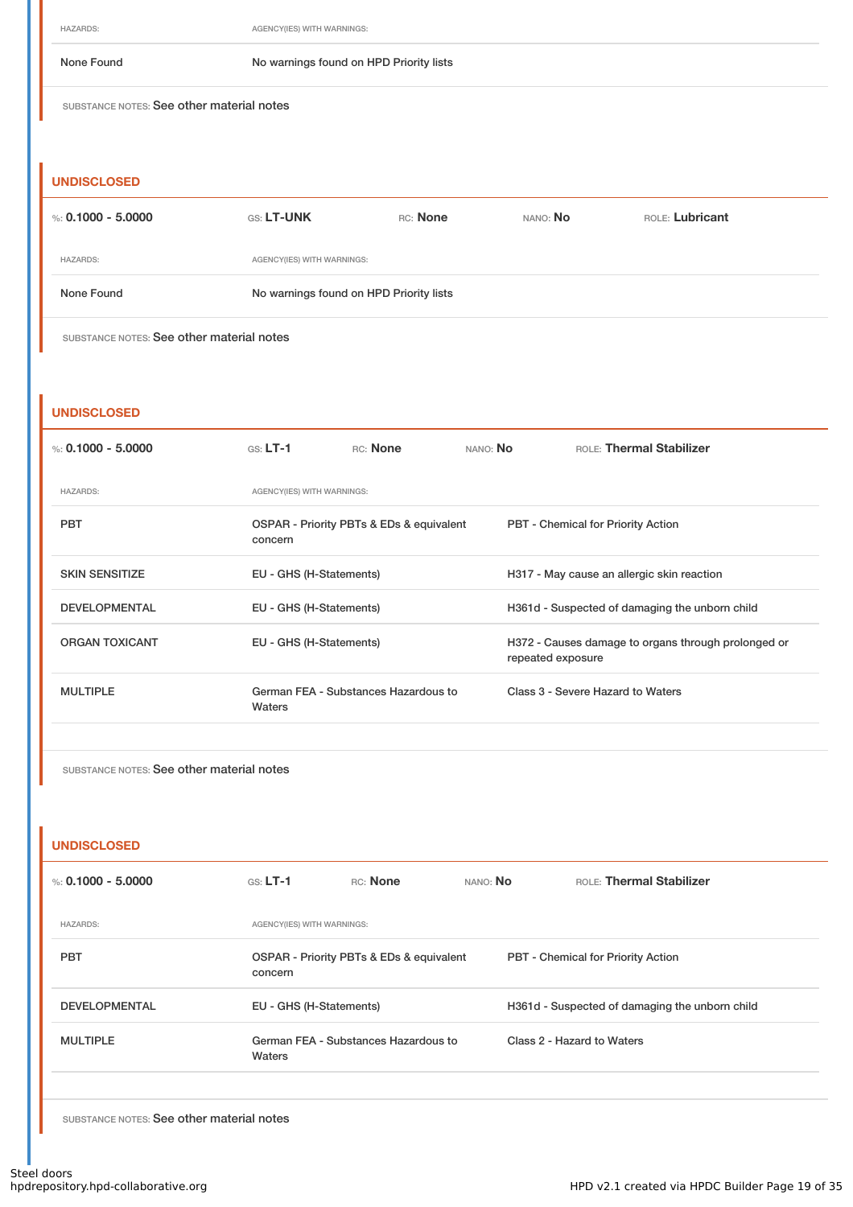| HAZARDS: | AGENCY(IES) WITH WARNINGS: |
|---|---|
| None Found | No warnings found on HPD Priority lists |

SUBSTANCE NOTES: See other material notes

### UNDISCLOSED

%: **0.1000 - 5.0000** GS: **LT-UNK** RC: **None** NANO: **No** ROLE: **Lubricant**

| HAZARDS: | AGENCY(IES) WITH WARNINGS: |
|---|---|
| None Found | No warnings found on HPD Priority lists |

SUBSTANCE NOTES: See other material notes

### UNDISCLOSED

%: **0.1000 - 5.0000** GS: **LT-1** RC: **None** NANO: **No** ROLE: **Thermal Stabilizer**

| HAZARDS: | AGENCY(IES) WITH WARNINGS: | |
|---|---|---|
| PBT | OSPAR - Priority PBTs & EDs & equivalent concern | PBT - Chemical for Priority Action |
| SKIN SENSITIZE | EU - GHS (H-Statements) | H317 - May cause an allergic skin reaction |
| DEVELOPMENTAL | EU - GHS (H-Statements) | H361d - Suspected of damaging the unborn child |
| ORGAN TOXICANT | EU - GHS (H-Statements) | H372 - Causes damage to organs through prolonged or repeated exposure |
| MULTIPLE | German FEA - Substances Hazardous to Waters | Class 3 - Severe Hazard to Waters |

SUBSTANCE NOTES: See other material notes

### UNDISCLOSED

%: **0.1000 - 5.0000** GS: **LT-1** RC: **None** NANO: **No** ROLE: **Thermal Stabilizer**

| HAZARDS: | AGENCY(IES) WITH WARNINGS: | |
|---|---|---|
| PBT | OSPAR - Priority PBTs & EDs & equivalent concern | PBT - Chemical for Priority Action |
| DEVELOPMENTAL | EU - GHS (H-Statements) | H361d - Suspected of damaging the unborn child |
| MULTIPLE | German FEA - Substances Hazardous to Waters | Class 2 - Hazard to Waters |

SUBSTANCE NOTES: See other material notes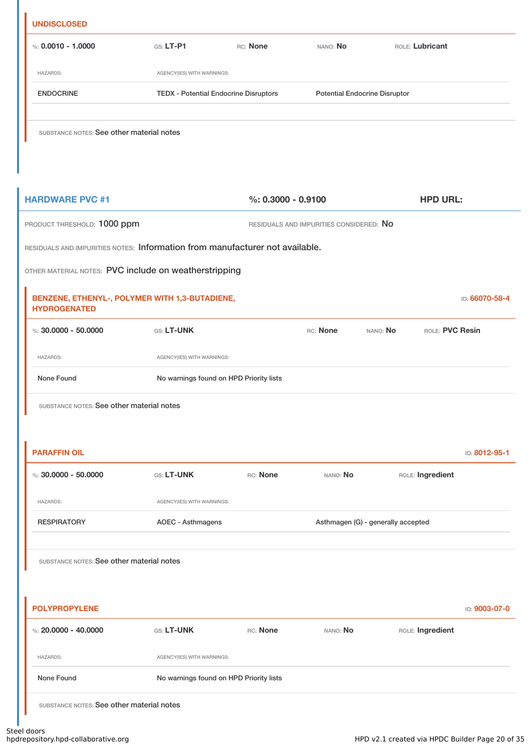### UNDISCLOSED

| %: 0.0010 - 1.0000 | GS: LT-P1 | RC: None | NANO: No | ROLE: Lubricant |
|---|---|---|---|---|

| HAZARDS: | AGENCY(IES) WITH WARNINGS: | |
|---|---|---|
| ENDOCRINE | TEDX - Potential Endocrine Disruptors | Potential Endocrine Disruptor |

SUBSTANCE NOTES: See other material notes

## HARDWARE PVC #1

**%: 0.3000 - 0.9100** **HPD URL:**

PRODUCT THRESHOLD: 1000 ppm

RESIDUALS AND IMPURITIES CONSIDERED: No

RESIDUALS AND IMPURITIES NOTES: Information from manufacturer not available.

OTHER MATERIAL NOTES: PVC include on weatherstripping

### BENZENE, ETHENYL-, POLYMER WITH 1,3-BUTADIENE, HYDROGENATED

ID: 66070-58-4

| %: 30.0000 - 50.0000 | GS: LT-UNK | RC: None | NANO: No | ROLE: PVC Resin |
|---|---|---|---|---|

| HAZARDS: | AGENCY(IES) WITH WARNINGS: |
|---|---|
| None Found | No warnings found on HPD Priority lists |

SUBSTANCE NOTES: See other material notes

### PARAFFIN OIL

ID: 8012-95-1

| %: 30.0000 - 50.0000 | GS: LT-UNK | RC: None | NANO: No | ROLE: Ingredient |
|---|---|---|---|---|

| HAZARDS: | AGENCY(IES) WITH WARNINGS: | |
|---|---|---|
| RESPIRATORY | AOEC - Asthmagens | Asthmagen (G) - generally accepted |

SUBSTANCE NOTES: See other material notes

### POLYPROPYLENE

ID: 9003-07-0

| %: 20.0000 - 40.0000 | GS: LT-UNK | RC: None | NANO: No | ROLE: Ingredient |
|---|---|---|---|---|

| HAZARDS: | AGENCY(IES) WITH WARNINGS: |
|---|---|
| None Found | No warnings found on HPD Priority lists |

SUBSTANCE NOTES: See other material notes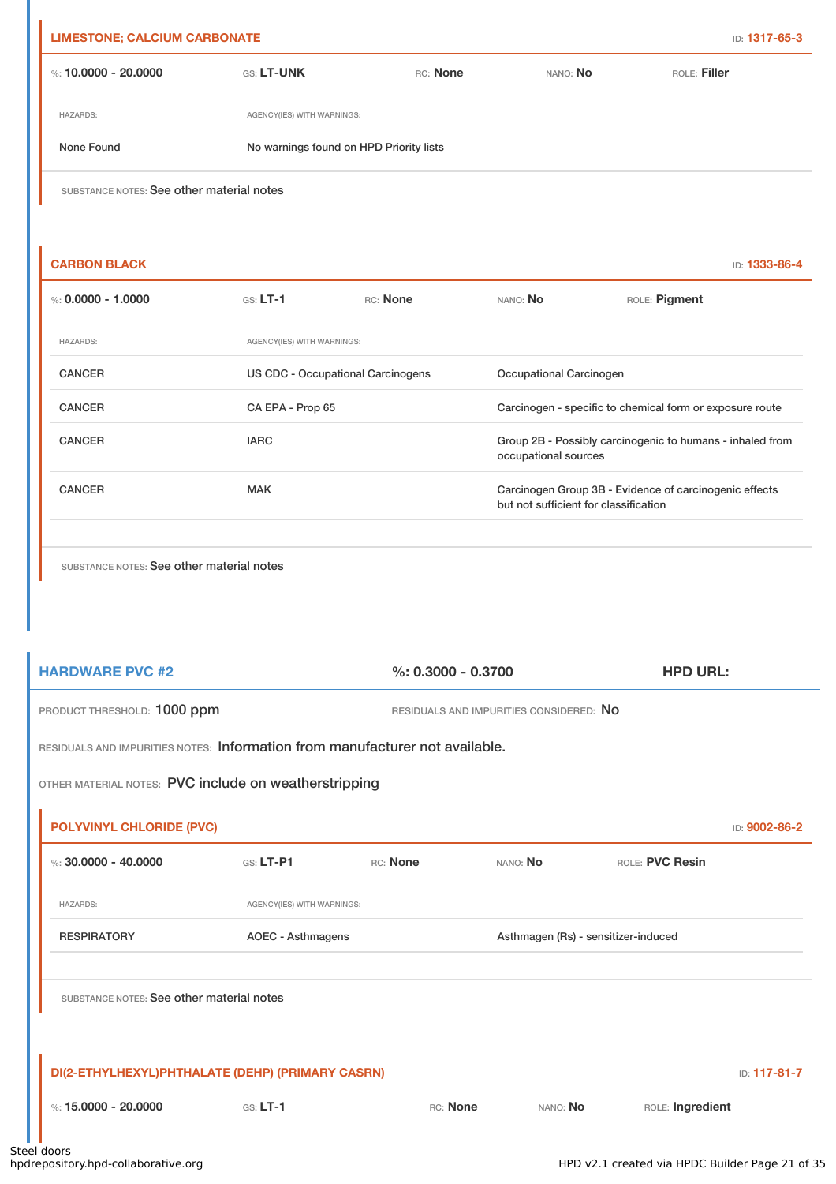### LIMESTONE; CALCIUM CARBONATE

ID: **1317-65-3**

%: **10.0000 - 20.0000** GS: **LT-UNK** RC: **None** NANO: **No** ROLE: **Filler**

| HAZARDS: | AGENCY(IES) WITH WARNINGS: |
| --- | --- |
| None Found | No warnings found on HPD Priority lists |

SUBSTANCE NOTES: See other material notes

### CARBON BLACK

ID: **1333-86-4**

%: **0.0000 - 1.0000** GS: **LT-1** RC: **None** NANO: **No** ROLE: **Pigment**

| HAZARDS: | AGENCY(IES) WITH WARNINGS: | |
| --- | --- | --- |
| CANCER | US CDC - Occupational Carcinogens | Occupational Carcinogen |
| CANCER | CA EPA - Prop 65 | Carcinogen - specific to chemical form or exposure route |
| CANCER | IARC | Group 2B - Possibly carcinogenic to humans - inhaled from occupational sources |
| CANCER | MAK | Carcinogen Group 3B - Evidence of carcinogenic effects but not sufficient for classification |

SUBSTANCE NOTES: See other material notes

## HARDWARE PVC #2

%: **0.3000 - 0.3700** **HPD URL:**

PRODUCT THRESHOLD: 1000 ppm RESIDUALS AND IMPURITIES CONSIDERED: No

RESIDUALS AND IMPURITIES NOTES: Information from manufacturer not available.

OTHER MATERIAL NOTES: PVC include on weatherstripping

### POLYVINYL CHLORIDE (PVC)

ID: **9002-86-2**

%: **30.0000 - 40.0000** GS: **LT-P1** RC: **None** NANO: **No** ROLE: **PVC Resin**

| HAZARDS: | AGENCY(IES) WITH WARNINGS: | |
| --- | --- | --- |
| RESPIRATORY | AOEC - Asthmagens | Asthmagen (Rs) - sensitizer-induced |

SUBSTANCE NOTES: See other material notes

### DI(2-ETHYLHEXYL)PHTHALATE (DEHP) (PRIMARY CASRN)

ID: **117-81-7**

%: **15.0000 - 20.0000** GS: **LT-1** RC: **None** NANO: **No** ROLE: **Ingredient**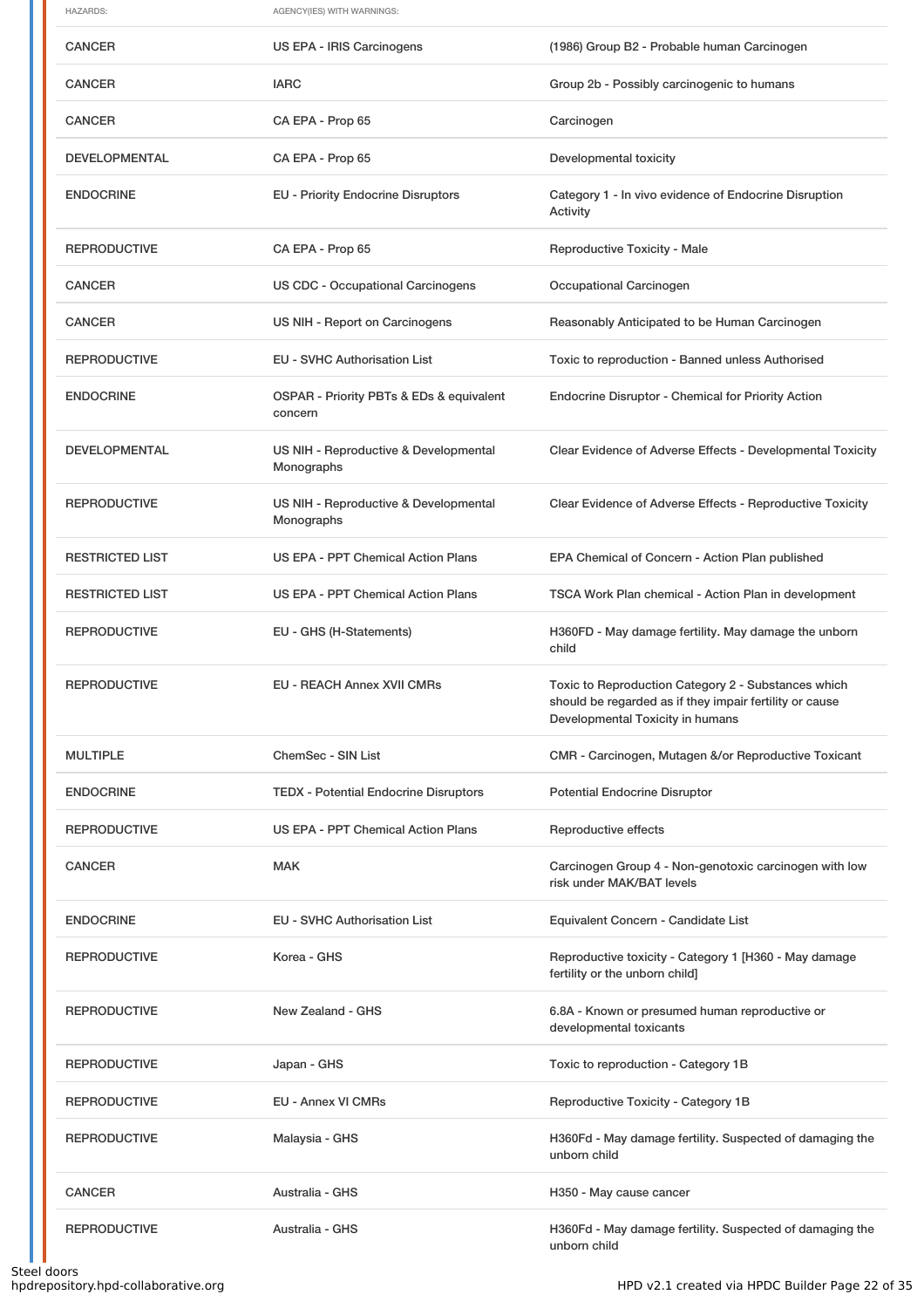| HAZARDS: | AGENCY(IES) WITH WARNINGS: | |
|---|---|---|
| CANCER | US EPA - IRIS Carcinogens | (1986) Group B2 - Probable human Carcinogen |
| CANCER | IARC | Group 2b - Possibly carcinogenic to humans |
| CANCER | CA EPA - Prop 65 | Carcinogen |
| DEVELOPMENTAL | CA EPA - Prop 65 | Developmental toxicity |
| ENDOCRINE | EU - Priority Endocrine Disruptors | Category 1 - In vivo evidence of Endocrine Disruption Activity |
| REPRODUCTIVE | CA EPA - Prop 65 | Reproductive Toxicity - Male |
| CANCER | US CDC - Occupational Carcinogens | Occupational Carcinogen |
| CANCER | US NIH - Report on Carcinogens | Reasonably Anticipated to be Human Carcinogen |
| REPRODUCTIVE | EU - SVHC Authorisation List | Toxic to reproduction - Banned unless Authorised |
| ENDOCRINE | OSPAR - Priority PBTs & EDs & equivalent concern | Endocrine Disruptor - Chemical for Priority Action |
| DEVELOPMENTAL | US NIH - Reproductive & Developmental Monographs | Clear Evidence of Adverse Effects - Developmental Toxicity |
| REPRODUCTIVE | US NIH - Reproductive & Developmental Monographs | Clear Evidence of Adverse Effects - Reproductive Toxicity |
| RESTRICTED LIST | US EPA - PPT Chemical Action Plans | EPA Chemical of Concern - Action Plan published |
| RESTRICTED LIST | US EPA - PPT Chemical Action Plans | TSCA Work Plan chemical - Action Plan in development |
| REPRODUCTIVE | EU - GHS (H-Statements) | H360FD - May damage fertility. May damage the unborn child |
| REPRODUCTIVE | EU - REACH Annex XVII CMRs | Toxic to Reproduction Category 2 - Substances which should be regarded as if they impair fertility or cause Developmental Toxicity in humans |
| MULTIPLE | ChemSec - SIN List | CMR - Carcinogen, Mutagen &/or Reproductive Toxicant |
| ENDOCRINE | TEDX - Potential Endocrine Disruptors | Potential Endocrine Disruptor |
| REPRODUCTIVE | US EPA - PPT Chemical Action Plans | Reproductive effects |
| CANCER | MAK | Carcinogen Group 4 - Non-genotoxic carcinogen with low risk under MAK/BAT levels |
| ENDOCRINE | EU - SVHC Authorisation List | Equivalent Concern - Candidate List |
| REPRODUCTIVE | Korea - GHS | Reproductive toxicity - Category 1 [H360 - May damage fertility or the unborn child] |
| REPRODUCTIVE | New Zealand - GHS | 6.8A - Known or presumed human reproductive or developmental toxicants |
| REPRODUCTIVE | Japan - GHS | Toxic to reproduction - Category 1B |
| REPRODUCTIVE | EU - Annex VI CMRs | Reproductive Toxicity - Category 1B |
| REPRODUCTIVE | Malaysia - GHS | H360Fd - May damage fertility. Suspected of damaging the unborn child |
| CANCER | Australia - GHS | H350 - May cause cancer |
| REPRODUCTIVE | Australia - GHS | H360Fd - May damage fertility. Suspected of damaging the unborn child |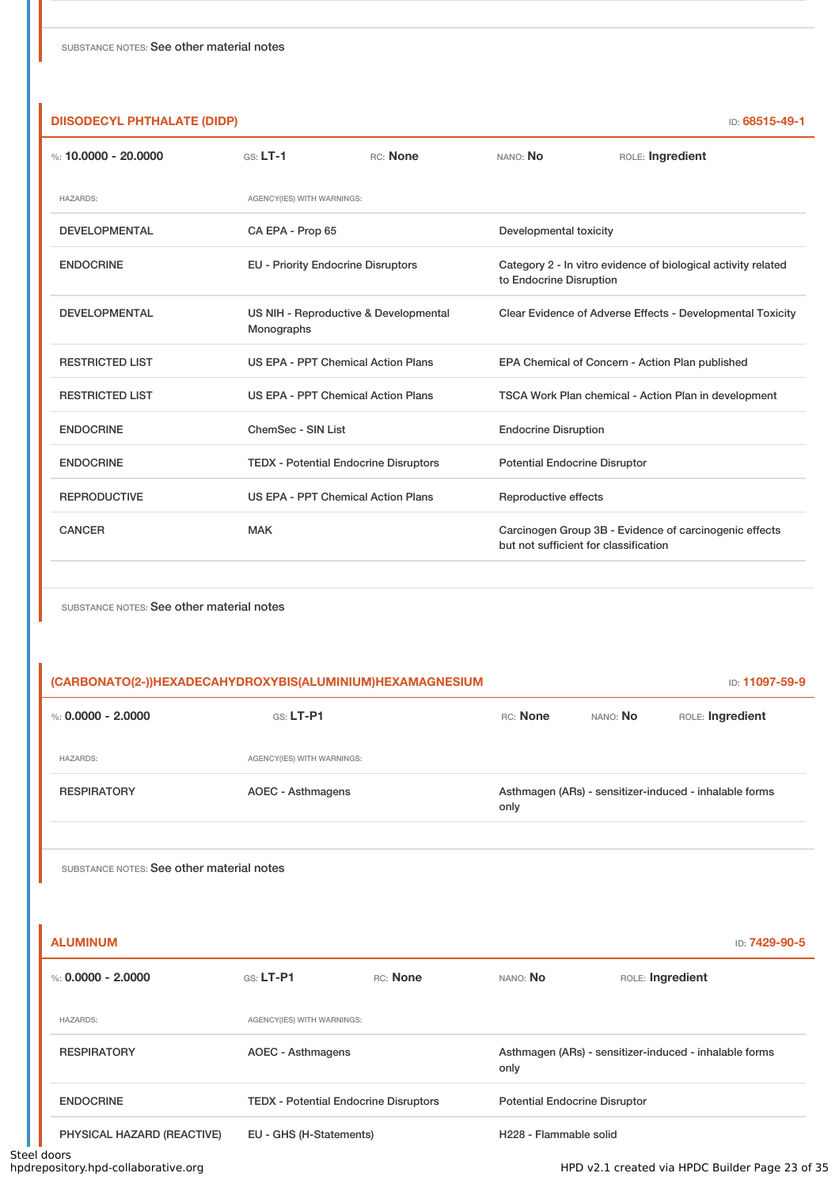SUBSTANCE NOTES: See other material notes

## DIISODECYL PHTHALATE (DIDP)

ID: 68515-49-1

%: 10.0000 - 20.0000 | GS: LT-1 | RC: None | NANO: No | ROLE: Ingredient

| HAZARDS: | AGENCY(IES) WITH WARNINGS: | |
|---|---|---|
| DEVELOPMENTAL | CA EPA - Prop 65 | Developmental toxicity |
| ENDOCRINE | EU - Priority Endocrine Disruptors | Category 2 - In vitro evidence of biological activity related to Endocrine Disruption |
| DEVELOPMENTAL | US NIH - Reproductive & Developmental Monographs | Clear Evidence of Adverse Effects - Developmental Toxicity |
| RESTRICTED LIST | US EPA - PPT Chemical Action Plans | EPA Chemical of Concern - Action Plan published |
| RESTRICTED LIST | US EPA - PPT Chemical Action Plans | TSCA Work Plan chemical - Action Plan in development |
| ENDOCRINE | ChemSec - SIN List | Endocrine Disruption |
| ENDOCRINE | TEDX - Potential Endocrine Disruptors | Potential Endocrine Disruptor |
| REPRODUCTIVE | US EPA - PPT Chemical Action Plans | Reproductive effects |
| CANCER | MAK | Carcinogen Group 3B - Evidence of carcinogenic effects but not sufficient for classification |

SUBSTANCE NOTES: See other material notes

## (CARBONATO(2-))HEXADECAHYDROXYBIS(ALUMINIUM)HEXAMAGNESIUM

ID: 11097-59-9

%: 0.0000 - 2.0000 | GS: LT-P1 | RC: None | NANO: No | ROLE: Ingredient

| HAZARDS: | AGENCY(IES) WITH WARNINGS: | |
|---|---|---|
| RESPIRATORY | AOEC - Asthmagens | Asthmagen (ARs) - sensitizer-induced - inhalable forms only |

SUBSTANCE NOTES: See other material notes

## ALUMINUM

ID: 7429-90-5

%: 0.0000 - 2.0000 | GS: LT-P1 | RC: None | NANO: No | ROLE: Ingredient

| HAZARDS: | AGENCY(IES) WITH WARNINGS: | |
|---|---|---|
| RESPIRATORY | AOEC - Asthmagens | Asthmagen (ARs) - sensitizer-induced - inhalable forms only |
| ENDOCRINE | TEDX - Potential Endocrine Disruptors | Potential Endocrine Disruptor |
| PHYSICAL HAZARD (REACTIVE) | EU - GHS (H-Statements) | H228 - Flammable solid |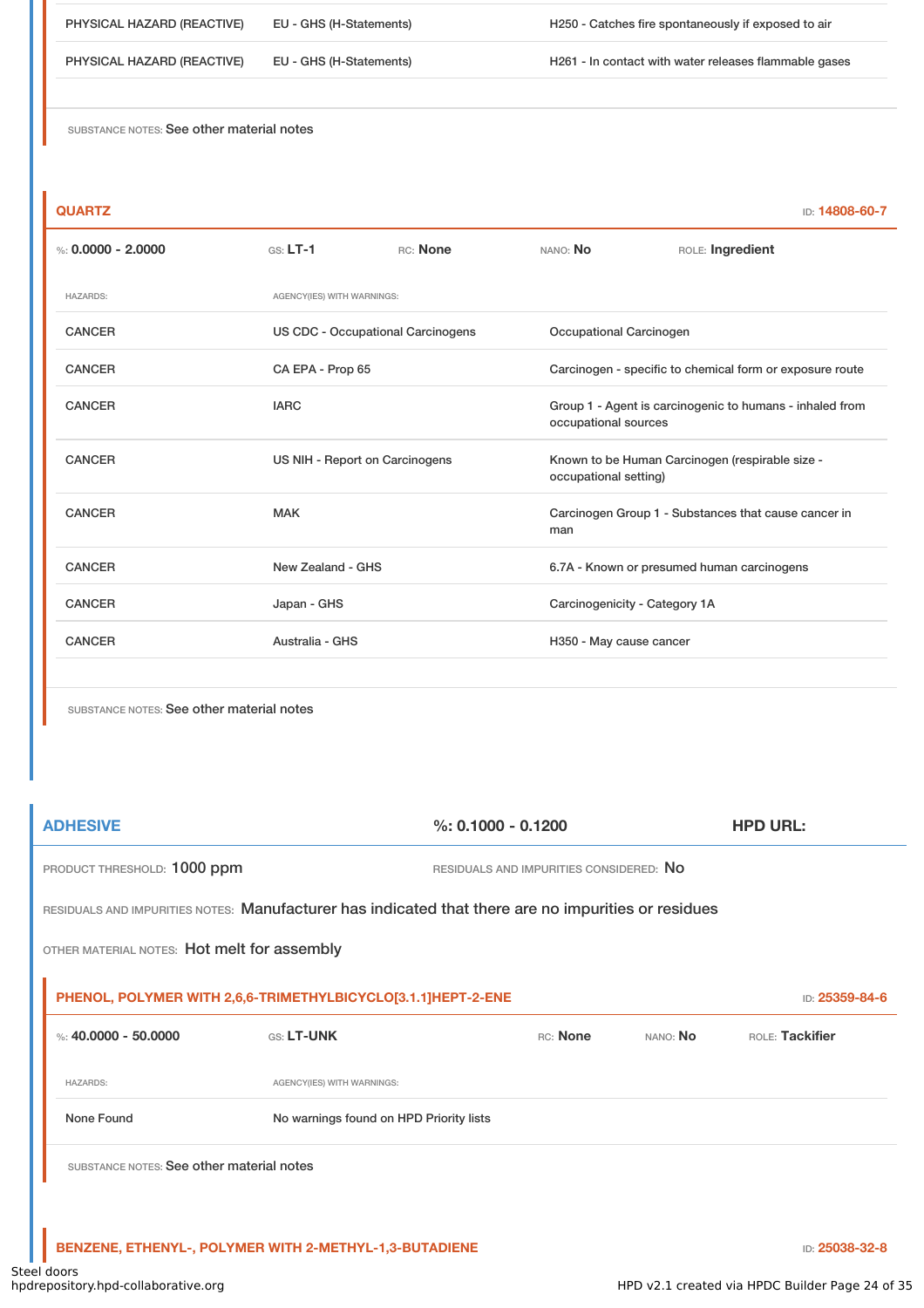| | | |
|---|---|---|
| PHYSICAL HAZARD (REACTIVE) | EU - GHS (H-Statements) | H250 - Catches fire spontaneously if exposed to air |
| PHYSICAL HAZARD (REACTIVE) | EU - GHS (H-Statements) | H261 - In contact with water releases flammable gases |

SUBSTANCE NOTES: See other material notes

### QUARTZ

ID: 14808-60-7

%: **0.0000 - 2.0000** GS: **LT-1** RC: **None** NANO: **No** ROLE: **Ingredient**

| HAZARDS: | AGENCY(IES) WITH WARNINGS: | |
|---|---|---|
| CANCER | US CDC - Occupational Carcinogens | Occupational Carcinogen |
| CANCER | CA EPA - Prop 65 | Carcinogen - specific to chemical form or exposure route |
| CANCER | IARC | Group 1 - Agent is carcinogenic to humans - inhaled from occupational sources |
| CANCER | US NIH - Report on Carcinogens | Known to be Human Carcinogen (respirable size - occupational setting) |
| CANCER | MAK | Carcinogen Group 1 - Substances that cause cancer in man |
| CANCER | New Zealand - GHS | 6.7A - Known or presumed human carcinogens |
| CANCER | Japan - GHS | Carcinogenicity - Category 1A |
| CANCER | Australia - GHS | H350 - May cause cancer |

SUBSTANCE NOTES: See other material notes

## ADHESIVE

%: **0.1000 - 0.1200** **HPD URL:**

PRODUCT THRESHOLD: 1000 ppm RESIDUALS AND IMPURITIES CONSIDERED: No

RESIDUALS AND IMPURITIES NOTES: Manufacturer has indicated that there are no impurities or residues

OTHER MATERIAL NOTES: Hot melt for assembly

### PHENOL, POLYMER WITH 2,6,6-TRIMETHYLBICYCLO[3.1.1]HEPT-2-ENE

ID: 25359-84-6

%: **40.0000 - 50.0000** GS: **LT-UNK** RC: **None** NANO: **No** ROLE: **Tackifier**

| HAZARDS: | AGENCY(IES) WITH WARNINGS: |
|---|---|
| None Found | No warnings found on HPD Priority lists |

SUBSTANCE NOTES: See other material notes

### BENZENE, ETHENYL-, POLYMER WITH 2-METHYL-1,3-BUTADIENE

ID: 25038-32-8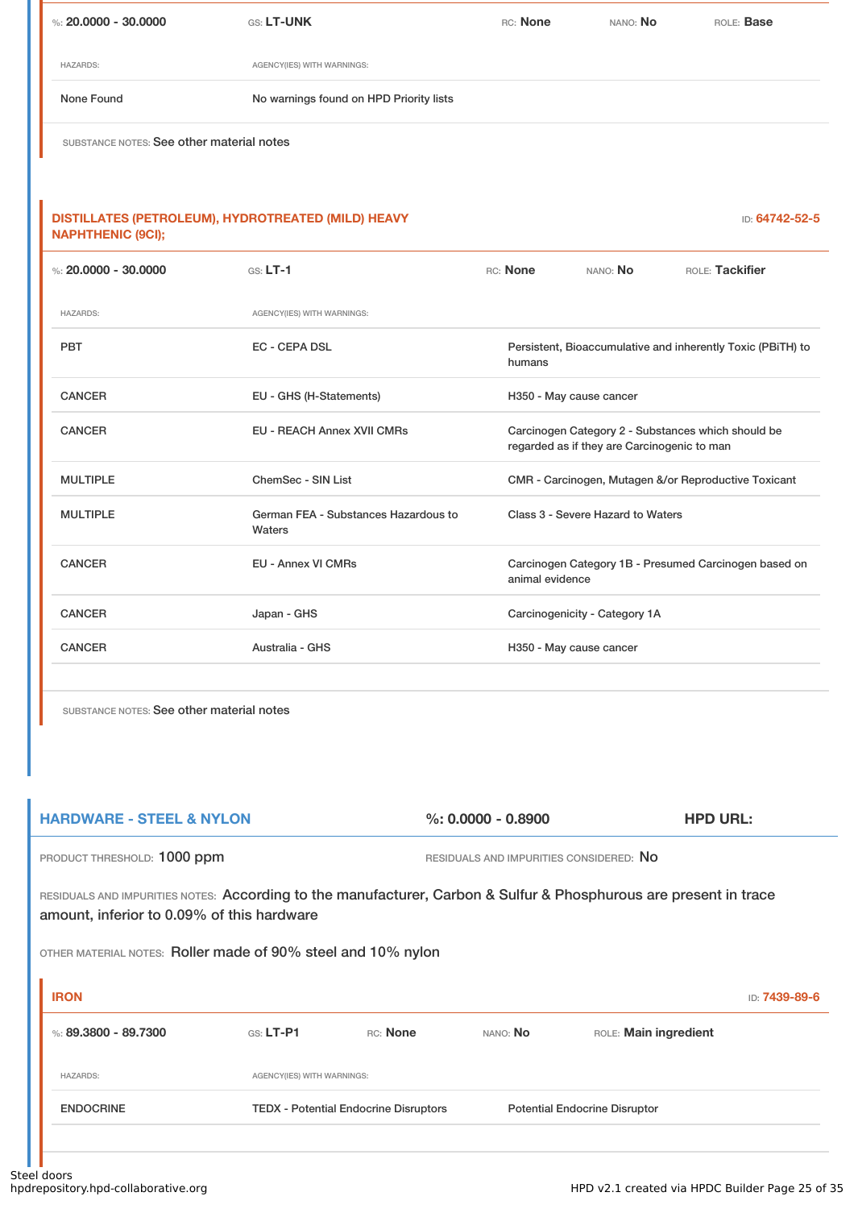| %: 20.0000 - 30.0000 | GS: LT-UNK | RC: None | NANO: No | ROLE: Base |
|---|---|---|---|---|

| HAZARDS: | AGENCY(IES) WITH WARNINGS: |
|---|---|
| None Found | No warnings found on HPD Priority lists |

SUBSTANCE NOTES: See other material notes

### DISTILLATES (PETROLEUM), HYDROTREATED (MILD) HEAVY NAPHTHENIC (9CI);

ID: 64742-52-5

| %: 20.0000 - 30.0000 | GS: LT-1 | RC: None | NANO: No | ROLE: Tackifier |
|---|---|---|---|---|

| HAZARDS: | AGENCY(IES) WITH WARNINGS: | |
|---|---|---|
| PBT | EC - CEPA DSL | Persistent, Bioaccumulative and inherently Toxic (PBiTH) to humans |
| CANCER | EU - GHS (H-Statements) | H350 - May cause cancer |
| CANCER | EU - REACH Annex XVII CMRs | Carcinogen Category 2 - Substances which should be regarded as if they are Carcinogenic to man |
| MULTIPLE | ChemSec - SIN List | CMR - Carcinogen, Mutagen &/or Reproductive Toxicant |
| MULTIPLE | German FEA - Substances Hazardous to Waters | Class 3 - Severe Hazard to Waters |
| CANCER | EU - Annex VI CMRs | Carcinogen Category 1B - Presumed Carcinogen based on animal evidence |
| CANCER | Japan - GHS | Carcinogenicity - Category 1A |
| CANCER | Australia - GHS | H350 - May cause cancer |

SUBSTANCE NOTES: See other material notes

## HARDWARE - STEEL & NYLON

%: 0.0000 - 0.8900

HPD URL:

PRODUCT THRESHOLD: 1000 ppm

RESIDUALS AND IMPURITIES CONSIDERED: No

RESIDUALS AND IMPURITIES NOTES: According to the manufacturer, Carbon & Sulfur & Phosphurous are present in trace amount, inferior to 0.09% of this hardware

OTHER MATERIAL NOTES: Roller made of 90% steel and 10% nylon

### IRON

ID: 7439-89-6

| %: 89.3800 - 89.7300 | GS: LT-P1 | RC: None | NANO: No | ROLE: Main ingredient |
|---|---|---|---|---|

| HAZARDS: | AGENCY(IES) WITH WARNINGS: | |
|---|---|---|
| ENDOCRINE | TEDX - Potential Endocrine Disruptors | Potential Endocrine Disruptor |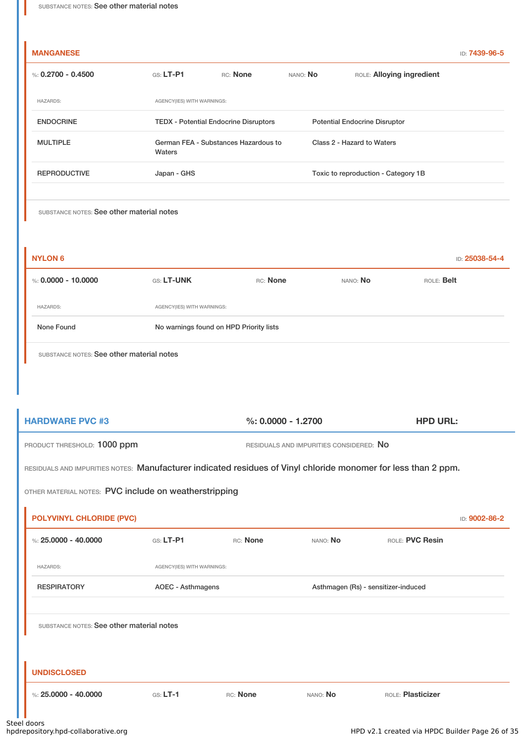SUBSTANCE NOTES: See other material notes

### MANGANESE

ID: 7439-96-5

%: 0.2700 - 0.4500 | GS: LT-P1 | RC: None | NANO: No | ROLE: Alloying ingredient

| HAZARDS: | AGENCY(IES) WITH WARNINGS: | |
|---|---|---|
| ENDOCRINE | TEDX - Potential Endocrine Disruptors | Potential Endocrine Disruptor |
| MULTIPLE | German FEA - Substances Hazardous to Waters | Class 2 - Hazard to Waters |
| REPRODUCTIVE | Japan - GHS | Toxic to reproduction - Category 1B |

SUBSTANCE NOTES: See other material notes

### NYLON 6

ID: 25038-54-4

%: 0.0000 - 10.0000 | GS: LT-UNK | RC: None | NANO: No | ROLE: Belt

| HAZARDS: | AGENCY(IES) WITH WARNINGS: |
|---|---|
| None Found | No warnings found on HPD Priority lists |

SUBSTANCE NOTES: See other material notes

## HARDWARE PVC #3

%: 0.0000 - 1.2700

HPD URL:

PRODUCT THRESHOLD: 1000 ppm

RESIDUALS AND IMPURITIES CONSIDERED: No

RESIDUALS AND IMPURITIES NOTES: Manufacturer indicated residues of Vinyl chloride monomer for less than 2 ppm.

OTHER MATERIAL NOTES: PVC include on weatherstripping

### POLYVINYL CHLORIDE (PVC)

ID: 9002-86-2

%: 25.0000 - 40.0000 | GS: LT-P1 | RC: None | NANO: No | ROLE: PVC Resin

| HAZARDS: | AGENCY(IES) WITH WARNINGS: | |
|---|---|---|
| RESPIRATORY | AOEC - Asthmagens | Asthmagen (Rs) - sensitizer-induced |

SUBSTANCE NOTES: See other material notes

### UNDISCLOSED

%: 25.0000 - 40.0000 | GS: LT-1 | RC: None | NANO: No | ROLE: Plasticizer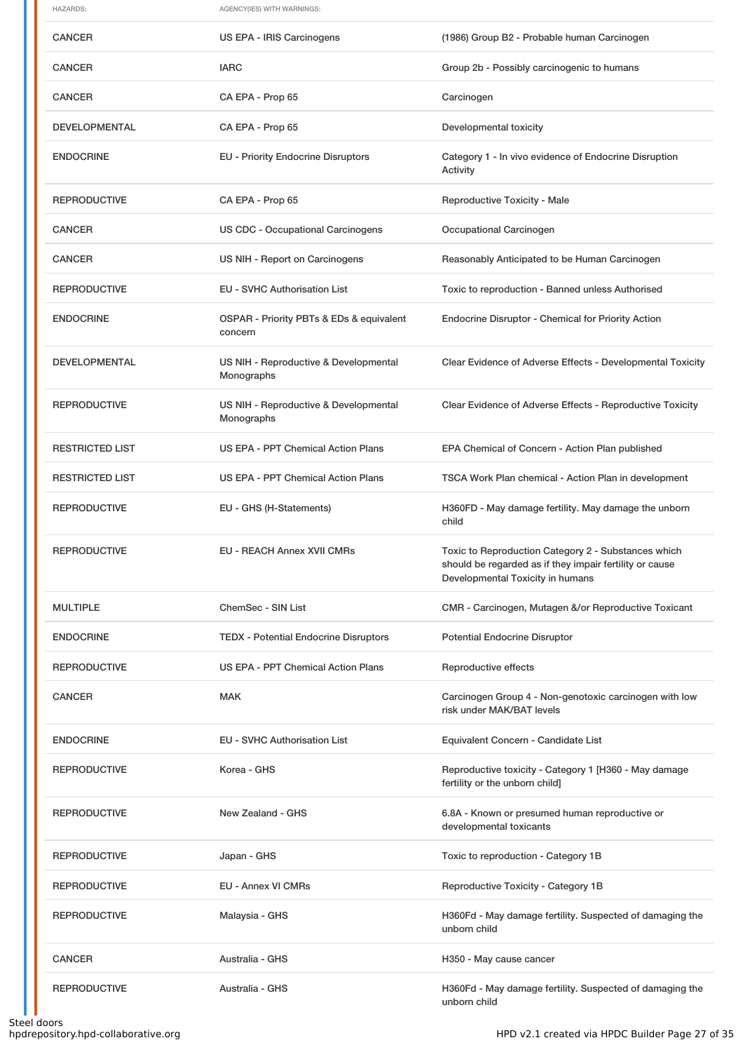| HAZARDS: | AGENCY(IES) WITH WARNINGS: | |
|---|---|---|
| CANCER | US EPA - IRIS Carcinogens | (1986) Group B2 - Probable human Carcinogen |
| CANCER | IARC | Group 2b - Possibly carcinogenic to humans |
| CANCER | CA EPA - Prop 65 | Carcinogen |
| DEVELOPMENTAL | CA EPA - Prop 65 | Developmental toxicity |
| ENDOCRINE | EU - Priority Endocrine Disruptors | Category 1 - In vivo evidence of Endocrine Disruption Activity |
| REPRODUCTIVE | CA EPA - Prop 65 | Reproductive Toxicity - Male |
| CANCER | US CDC - Occupational Carcinogens | Occupational Carcinogen |
| CANCER | US NIH - Report on Carcinogens | Reasonably Anticipated to be Human Carcinogen |
| REPRODUCTIVE | EU - SVHC Authorisation List | Toxic to reproduction - Banned unless Authorised |
| ENDOCRINE | OSPAR - Priority PBTs & EDs & equivalent concern | Endocrine Disruptor - Chemical for Priority Action |
| DEVELOPMENTAL | US NIH - Reproductive & Developmental Monographs | Clear Evidence of Adverse Effects - Developmental Toxicity |
| REPRODUCTIVE | US NIH - Reproductive & Developmental Monographs | Clear Evidence of Adverse Effects - Reproductive Toxicity |
| RESTRICTED LIST | US EPA - PPT Chemical Action Plans | EPA Chemical of Concern - Action Plan published |
| RESTRICTED LIST | US EPA - PPT Chemical Action Plans | TSCA Work Plan chemical - Action Plan in development |
| REPRODUCTIVE | EU - GHS (H-Statements) | H360FD - May damage fertility. May damage the unborn child |
| REPRODUCTIVE | EU - REACH Annex XVII CMRs | Toxic to Reproduction Category 2 - Substances which should be regarded as if they impair fertility or cause Developmental Toxicity in humans |
| MULTIPLE | ChemSec - SIN List | CMR - Carcinogen, Mutagen &/or Reproductive Toxicant |
| ENDOCRINE | TEDX - Potential Endocrine Disruptors | Potential Endocrine Disruptor |
| REPRODUCTIVE | US EPA - PPT Chemical Action Plans | Reproductive effects |
| CANCER | MAK | Carcinogen Group 4 - Non-genotoxic carcinogen with low risk under MAK/BAT levels |
| ENDOCRINE | EU - SVHC Authorisation List | Equivalent Concern - Candidate List |
| REPRODUCTIVE | Korea - GHS | Reproductive toxicity - Category 1 [H360 - May damage fertility or the unborn child] |
| REPRODUCTIVE | New Zealand - GHS | 6.8A - Known or presumed human reproductive or developmental toxicants |
| REPRODUCTIVE | Japan - GHS | Toxic to reproduction - Category 1B |
| REPRODUCTIVE | EU - Annex VI CMRs | Reproductive Toxicity - Category 1B |
| REPRODUCTIVE | Malaysia - GHS | H360Fd - May damage fertility. Suspected of damaging the unborn child |
| CANCER | Australia - GHS | H350 - May cause cancer |
| REPRODUCTIVE | Australia - GHS | H360Fd - May damage fertility. Suspected of damaging the unborn child |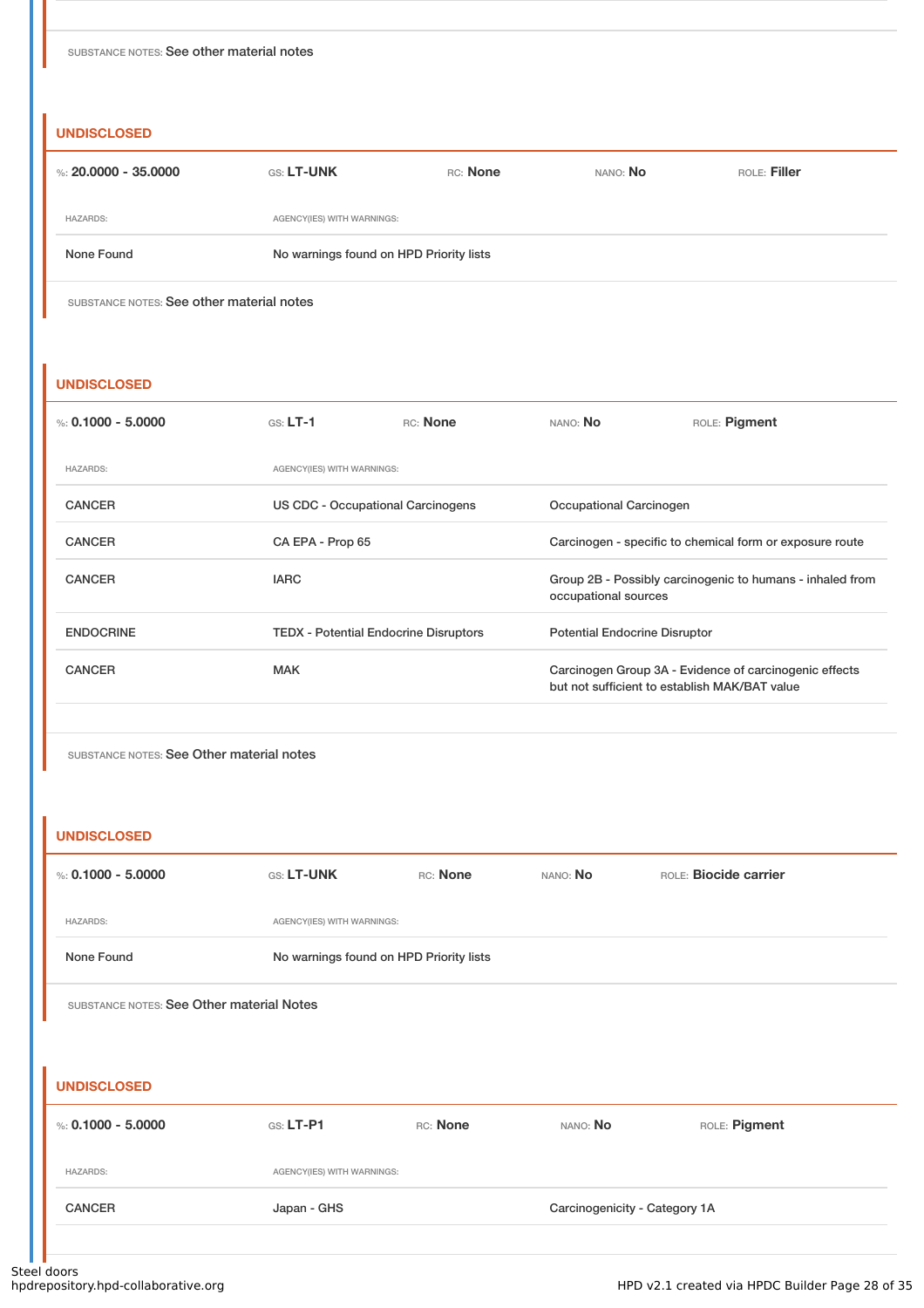SUBSTANCE NOTES: See other material notes

## UNDISCLOSED

%: **20.0000 - 35.0000** GS: **LT-UNK** RC: **None** NANO: **No** ROLE: **Filler**

| HAZARDS: | AGENCY(IES) WITH WARNINGS: |
|---|---|
| None Found | No warnings found on HPD Priority lists |

SUBSTANCE NOTES: See other material notes

## UNDISCLOSED

%: **0.1000 - 5.0000** GS: **LT-1** RC: **None** NANO: **No** ROLE: **Pigment**

| HAZARDS: | AGENCY(IES) WITH WARNINGS: | |
|---|---|---|
| CANCER | US CDC - Occupational Carcinogens | Occupational Carcinogen |
| CANCER | CA EPA - Prop 65 | Carcinogen - specific to chemical form or exposure route |
| CANCER | IARC | Group 2B - Possibly carcinogenic to humans - inhaled from occupational sources |
| ENDOCRINE | TEDX - Potential Endocrine Disruptors | Potential Endocrine Disruptor |
| CANCER | MAK | Carcinogen Group 3A - Evidence of carcinogenic effects but not sufficient to establish MAK/BAT value |

SUBSTANCE NOTES: See Other material notes

## UNDISCLOSED

%: **0.1000 - 5.0000** GS: **LT-UNK** RC: **None** NANO: **No** ROLE: **Biocide carrier**

| HAZARDS: | AGENCY(IES) WITH WARNINGS: |
|---|---|
| None Found | No warnings found on HPD Priority lists |

SUBSTANCE NOTES: See Other material Notes

## UNDISCLOSED

%: **0.1000 - 5.0000** GS: **LT-P1** RC: **None** NANO: **No** ROLE: **Pigment**

| HAZARDS: | AGENCY(IES) WITH WARNINGS: | |
|---|---|---|
| CANCER | Japan - GHS | Carcinogenicity - Category 1A |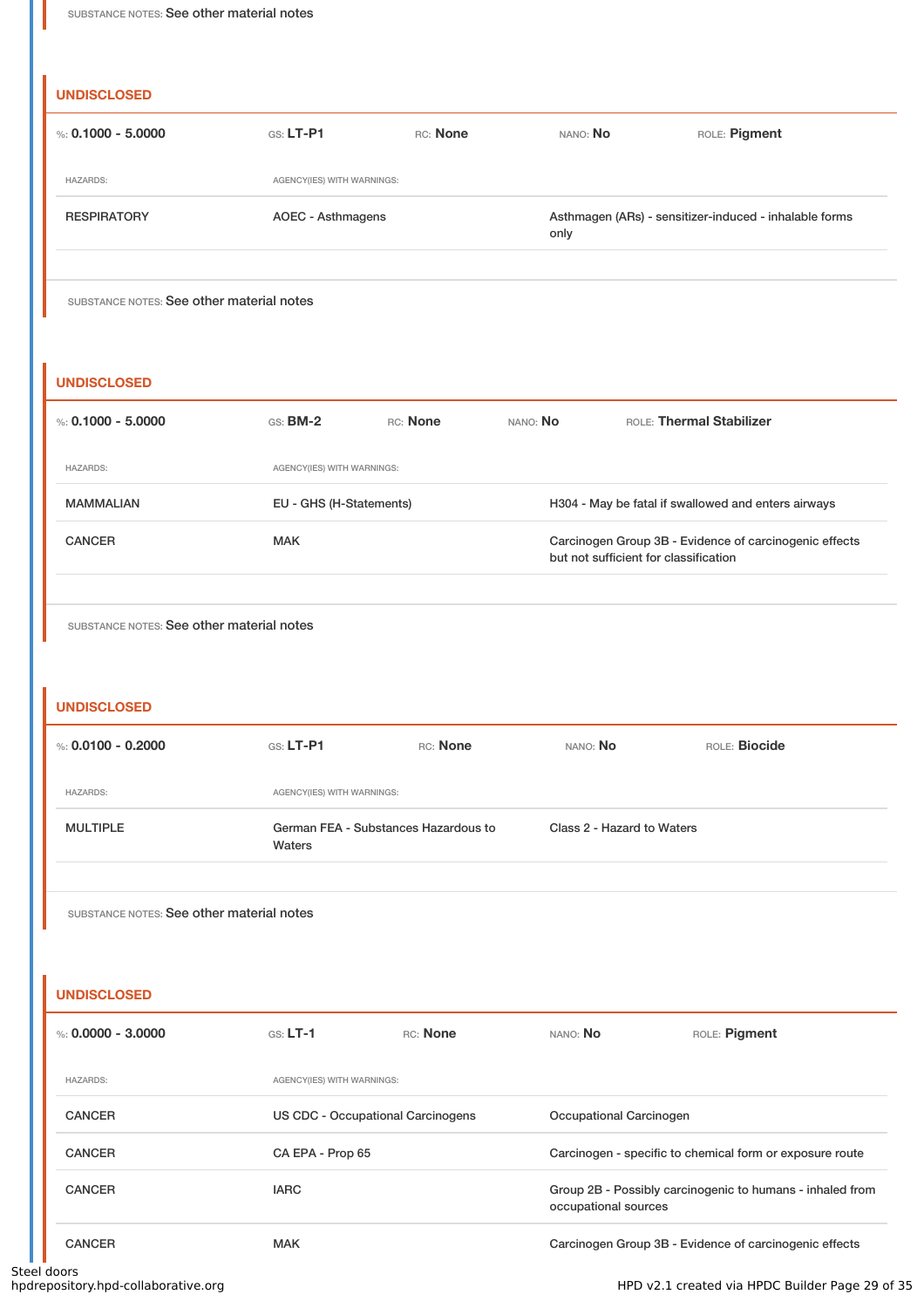SUBSTANCE NOTES: See other material notes

### UNDISCLOSED

%: **0.1000 - 5.0000** GS: **LT-P1** RC: **None** NANO: **No** ROLE: **Pigment**

| HAZARDS: | AGENCY(IES) WITH WARNINGS: | |
|---|---|---|
| RESPIRATORY | AOEC - Asthmagens | Asthmagen (ARs) - sensitizer-induced - inhalable forms only |

SUBSTANCE NOTES: See other material notes

### UNDISCLOSED

%: **0.1000 - 5.0000** GS: **BM-2** RC: **None** NANO: **No** ROLE: **Thermal Stabilizer**

| HAZARDS: | AGENCY(IES) WITH WARNINGS: | |
|---|---|---|
| MAMMALIAN | EU - GHS (H-Statements) | H304 - May be fatal if swallowed and enters airways |
| CANCER | MAK | Carcinogen Group 3B - Evidence of carcinogenic effects but not sufficient for classification |

SUBSTANCE NOTES: See other material notes

### UNDISCLOSED

%: **0.0100 - 0.2000** GS: **LT-P1** RC: **None** NANO: **No** ROLE: **Biocide**

| HAZARDS: | AGENCY(IES) WITH WARNINGS: | |
|---|---|---|
| MULTIPLE | German FEA - Substances Hazardous to Waters | Class 2 - Hazard to Waters |

SUBSTANCE NOTES: See other material notes

### UNDISCLOSED

%: **0.0000 - 3.0000** GS: **LT-1** RC: **None** NANO: **No** ROLE: **Pigment**

| HAZARDS: | AGENCY(IES) WITH WARNINGS: | |
|---|---|---|
| CANCER | US CDC - Occupational Carcinogens | Occupational Carcinogen |
| CANCER | CA EPA - Prop 65 | Carcinogen - specific to chemical form or exposure route |
| CANCER | IARC | Group 2B - Possibly carcinogenic to humans - inhaled from occupational sources |
| CANCER | MAK | Carcinogen Group 3B - Evidence of carcinogenic effects |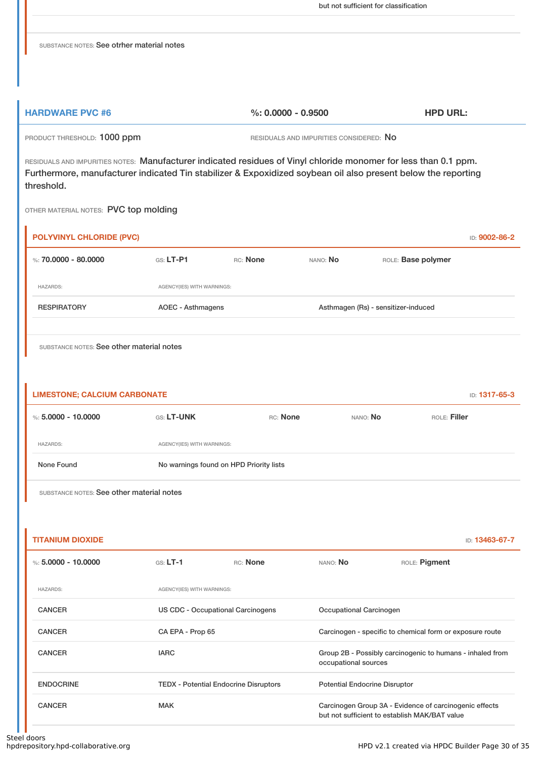but not sufficient for classification

SUBSTANCE NOTES: See otrher material notes

## HARDWARE PVC #6

%: 0.0000 - 0.9500

HPD URL:

PRODUCT THRESHOLD: 1000 ppm

RESIDUALS AND IMPURITIES CONSIDERED: No

RESIDUALS AND IMPURITIES NOTES: Manufacturer indicated residues of Vinyl chloride monomer for less than 0.1 ppm. Furthermore, manufacturer indicated Tin stabilizer & Expoxidized soybean oil also present below the reporting threshold.

OTHER MATERIAL NOTES: PVC top molding

### POLYVINYL CHLORIDE (PVC)

ID: 9002-86-2

%: **70.0000 - 80.0000** GS: **LT-P1** RC: **None** NANO: **No** ROLE: **Base polymer**

| HAZARDS: | AGENCY(IES) WITH WARNINGS: | |
|---|---|---|
| RESPIRATORY | AOEC - Asthmagens | Asthmagen (Rs) - sensitizer-induced |

SUBSTANCE NOTES: See other material notes

### LIMESTONE; CALCIUM CARBONATE

ID: 1317-65-3

%: **5.0000 - 10.0000** GS: **LT-UNK** RC: **None** NANO: **No** ROLE: **Filler**

| HAZARDS: | AGENCY(IES) WITH WARNINGS: |
|---|---|
| None Found | No warnings found on HPD Priority lists |

SUBSTANCE NOTES: See other material notes

### TITANIUM DIOXIDE

ID: 13463-67-7

%: **5.0000 - 10.0000** GS: **LT-1** RC: **None** NANO: **No** ROLE: **Pigment**

| HAZARDS: | AGENCY(IES) WITH WARNINGS: | |
|---|---|---|
| CANCER | US CDC - Occupational Carcinogens | Occupational Carcinogen |
| CANCER | CA EPA - Prop 65 | Carcinogen - specific to chemical form or exposure route |
| CANCER | IARC | Group 2B - Possibly carcinogenic to humans - inhaled from occupational sources |
| ENDOCRINE | TEDX - Potential Endocrine Disruptors | Potential Endocrine Disruptor |
| CANCER | MAK | Carcinogen Group 3A - Evidence of carcinogenic effects but not sufficient to establish MAK/BAT value |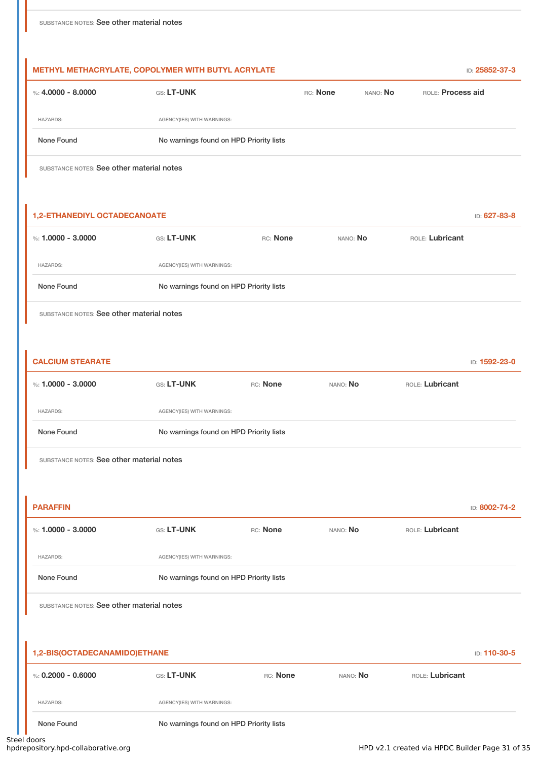SUBSTANCE NOTES: See other material notes

### METHYL METHACRYLATE, COPOLYMER WITH BUTYL ACRYLATE

ID: 25852-37-3

%: **4.0000 - 8.0000** GS: **LT-UNK** RC: **None** NANO: **No** ROLE: **Process aid**

| HAZARDS: | AGENCY(IES) WITH WARNINGS: |
|---|---|
| None Found | No warnings found on HPD Priority lists |

SUBSTANCE NOTES: See other material notes

### 1,2-ETHANEDIYL OCTADECANOATE

ID: 627-83-8

%: **1.0000 - 3.0000** GS: **LT-UNK** RC: **None** NANO: **No** ROLE: **Lubricant**

| HAZARDS: | AGENCY(IES) WITH WARNINGS: |
|---|---|
| None Found | No warnings found on HPD Priority lists |

SUBSTANCE NOTES: See other material notes

### CALCIUM STEARATE

ID: 1592-23-0

%: **1.0000 - 3.0000** GS: **LT-UNK** RC: **None** NANO: **No** ROLE: **Lubricant**

| HAZARDS: | AGENCY(IES) WITH WARNINGS: |
|---|---|
| None Found | No warnings found on HPD Priority lists |

SUBSTANCE NOTES: See other material notes

### PARAFFIN

ID: 8002-74-2

%: **1.0000 - 3.0000** GS: **LT-UNK** RC: **None** NANO: **No** ROLE: **Lubricant**

| HAZARDS: | AGENCY(IES) WITH WARNINGS: |
|---|---|
| None Found | No warnings found on HPD Priority lists |

SUBSTANCE NOTES: See other material notes

### 1,2-BIS(OCTADECANAMIDO)ETHANE

ID: 110-30-5

%: **0.2000 - 0.6000** GS: **LT-UNK** RC: **None** NANO: **No** ROLE: **Lubricant**

| HAZARDS: | AGENCY(IES) WITH WARNINGS: |
|---|---|
| None Found | No warnings found on HPD Priority lists |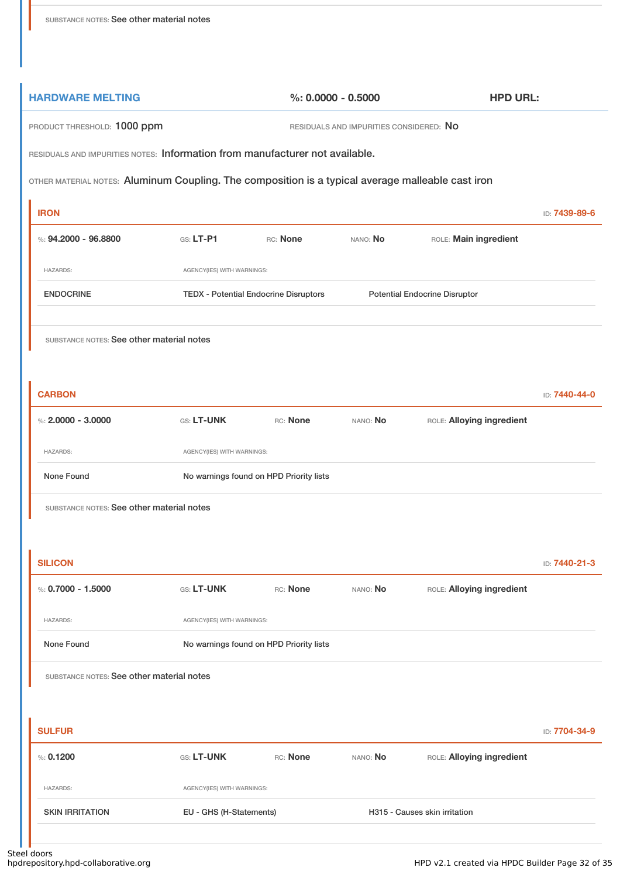SUBSTANCE NOTES: See other material notes

## HARDWARE MELTING

%: 0.0000 - 0.5000

HPD URL:

PRODUCT THRESHOLD: 1000 ppm

RESIDUALS AND IMPURITIES CONSIDERED: No

RESIDUALS AND IMPURITIES NOTES: Information from manufacturer not available.

OTHER MATERIAL NOTES: Aluminum Coupling. The composition is a typical average malleable cast iron

### IRON

ID: 7439-89-6

%: **94.2000 - 96.8800** GS: **LT-P1** RC: **None** NANO: **No** ROLE: **Main ingredient**

| HAZARDS: | AGENCY(IES) WITH WARNINGS: | |
|---|---|---|
| ENDOCRINE | TEDX - Potential Endocrine Disruptors | Potential Endocrine Disruptor |

SUBSTANCE NOTES: See other material notes

### CARBON

ID: 7440-44-0

%: **2.0000 - 3.0000** GS: **LT-UNK** RC: **None** NANO: **No** ROLE: **Alloying ingredient**

| HAZARDS: | AGENCY(IES) WITH WARNINGS: |
|---|---|
| None Found | No warnings found on HPD Priority lists |

SUBSTANCE NOTES: See other material notes

### SILICON

ID: 7440-21-3

%: **0.7000 - 1.5000** GS: **LT-UNK** RC: **None** NANO: **No** ROLE: **Alloying ingredient**

| HAZARDS: | AGENCY(IES) WITH WARNINGS: |
|---|---|
| None Found | No warnings found on HPD Priority lists |

SUBSTANCE NOTES: See other material notes

### SULFUR

ID: 7704-34-9

%: **0.1200** GS: **LT-UNK** RC: **None** NANO: **No** ROLE: **Alloying ingredient**

| HAZARDS: | AGENCY(IES) WITH WARNINGS: | |
|---|---|---|
| SKIN IRRITATION | EU - GHS (H-Statements) | H315 - Causes skin irritation |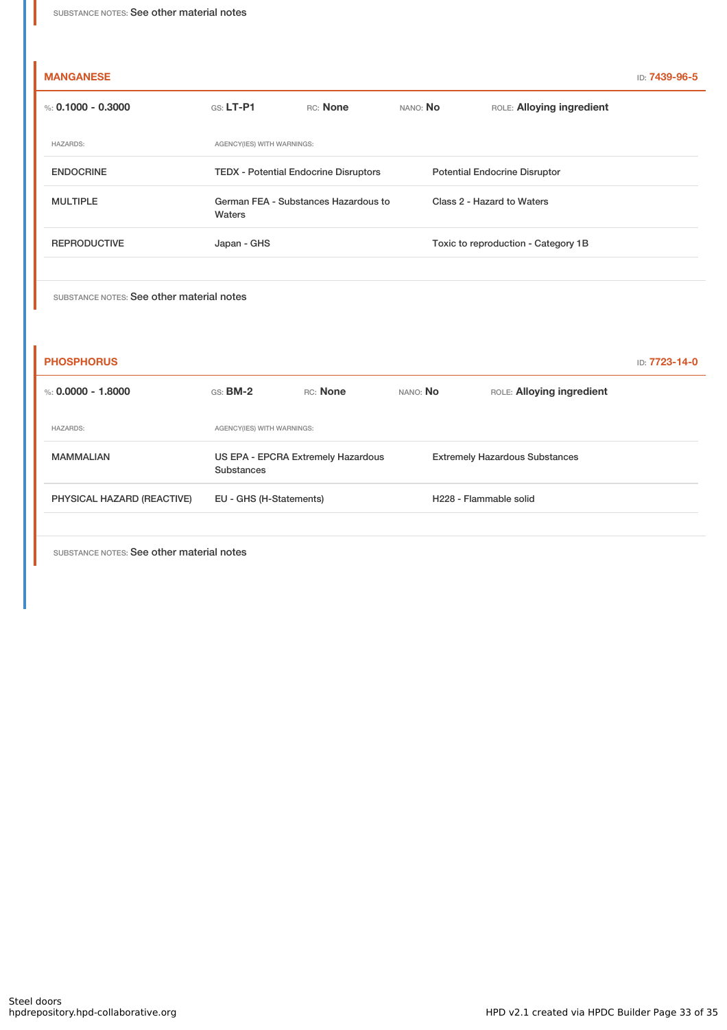SUBSTANCE NOTES: See other material notes

## MANGANESE

ID: 7439-96-5

%: **0.1000 - 0.3000** GS: **LT-P1** RC: **None** NANO: **No** ROLE: **Alloying ingredient**

| HAZARDS: | AGENCY(IES) WITH WARNINGS: | |
|---|---|---|
| ENDOCRINE | TEDX - Potential Endocrine Disruptors | Potential Endocrine Disruptor |
| MULTIPLE | German FEA - Substances Hazardous to Waters | Class 2 - Hazard to Waters |
| REPRODUCTIVE | Japan - GHS | Toxic to reproduction - Category 1B |

SUBSTANCE NOTES: See other material notes

## PHOSPHORUS

ID: 7723-14-0

%: **0.0000 - 1.8000** GS: **BM-2** RC: **None** NANO: **No** ROLE: **Alloying ingredient**

| HAZARDS: | AGENCY(IES) WITH WARNINGS: | |
|---|---|---|
| MAMMALIAN | US EPA - EPCRA Extremely Hazardous Substances | Extremely Hazardous Substances |
| PHYSICAL HAZARD (REACTIVE) | EU - GHS (H-Statements) | H228 - Flammable solid |

SUBSTANCE NOTES: See other material notes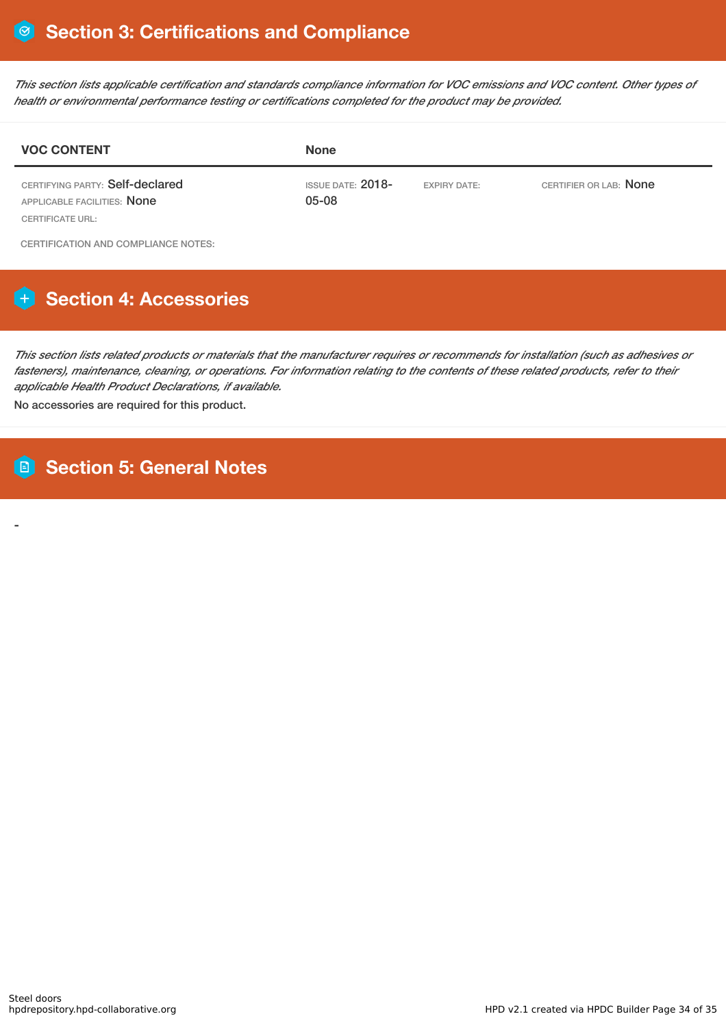## Section 3: Certifications and Compliance

*This section lists applicable certification and standards compliance information for VOC emissions and VOC content. Other types of health or environmental performance testing or certifications completed for the product may be provided.*

| VOC CONTENT | None | | |
|---|---|---|---|
| CERTIFYING PARTY: Self-declared<br>APPLICABLE FACILITIES: None<br>CERTIFICATE URL: | ISSUE DATE: 2018-05-08 | EXPIRY DATE: | CERTIFIER OR LAB: None |

CERTIFICATION AND COMPLIANCE NOTES:

## Section 4: Accessories

*This section lists related products or materials that the manufacturer requires or recommends for installation (such as adhesives or fasteners), maintenance, cleaning, or operations. For information relating to the contents of these related products, refer to their applicable Health Product Declarations, if available.*

No accessories are required for this product.

## Section 5: General Notes

-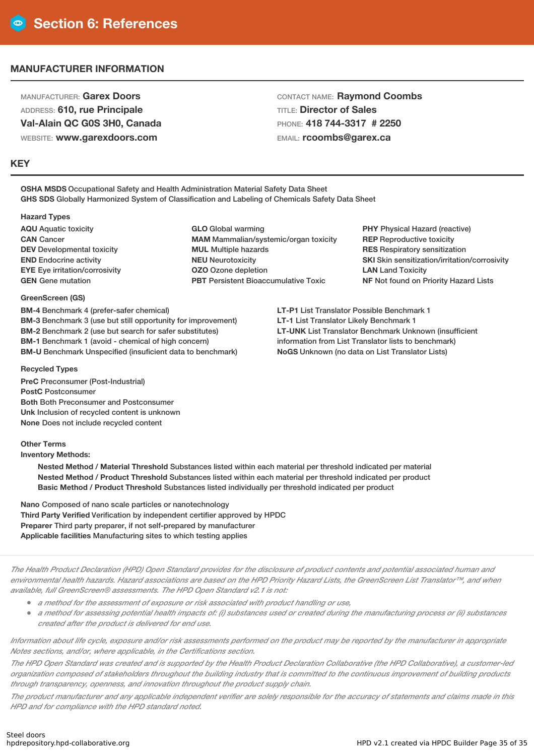# Section 6: References

## MANUFACTURER INFORMATION

MANUFACTURER: **Garex Doors**
ADDRESS: **610, rue Principale**
**Val-Alain QC G0S 3H0, Canada**
WEBSITE: **www.garexdoors.com**

CONTACT NAME: **Raymond Coombs**
TITLE: **Director of Sales**
PHONE: **418 744-3317 # 2250**
EMAIL: **rcoombs@garex.ca**

## KEY

**OSHA MSDS** Occupational Safety and Health Administration Material Safety Data Sheet
**GHS SDS** Globally Harmonized System of Classification and Labeling of Chemicals Safety Data Sheet

### Hazard Types

**AQU** Aquatic toxicity
**CAN** Cancer
**DEV** Developmental toxicity
**END** Endocrine activity
**EYE** Eye irritation/corrosivity
**GEN** Gene mutation
**GLO** Global warming
**MAM** Mammalian/systemic/organ toxicity
**MUL** Multiple hazards
**NEU** Neurotoxicity
**OZO** Ozone depletion
**PBT** Persistent Bioaccumulative Toxic
**PHY** Physical Hazard (reactive)
**REP** Reproductive toxicity
**RES** Respiratory sensitization
**SKI** Skin sensitization/irritation/corrosivity
**LAN** Land Toxicity
**NF** Not found on Priority Hazard Lists

### GreenScreen (GS)

**BM-4** Benchmark 4 (prefer-safer chemical)
**BM-3** Benchmark 3 (use but still opportunity for improvement)
**BM-2** Benchmark 2 (use but search for safer substitutes)
**BM-1** Benchmark 1 (avoid - chemical of high concern)
**BM-U** Benchmark Unspecified (insuficient data to benchmark)
**LT-P1** List Translator Possible Benchmark 1
**LT-1** List Translator Likely Benchmark 1
**LT-UNK** List Translator Benchmark Unknown (insufficient information from List Translator lists to benchmark)
**NoGS** Unknown (no data on List Translator Lists)

### Recycled Types

**PreC** Preconsumer (Post-Industrial)
**PostC** Postconsumer
**Both** Both Preconsumer and Postconsumer
**Unk** Inclusion of recycled content is unknown
**None** Does not include recycled content

### Other Terms

**Inventory Methods:**

- **Nested Method / Material Threshold** Substances listed within each material per threshold indicated per material
- **Nested Method / Product Threshold** Substances listed within each material per threshold indicated per product
- **Basic Method / Product Threshold** Substances listed individually per threshold indicated per product

**Nano** Composed of nano scale particles or nanotechnology
**Third Party Verified** Verification by independent certifier approved by HPDC
**Preparer** Third party preparer, if not self-prepared by manufacturer
**Applicable facilities** Manufacturing sites to which testing applies

*The Health Product Declaration (HPD) Open Standard provides for the disclosure of product contents and potential associated human and environmental health hazards. Hazard associations are based on the HPD Priority Hazard Lists, the GreenScreen List Translator™, and when available, full GreenScreen® assessments. The HPD Open Standard v2.1 is not:*

- *a method for the assessment of exposure or risk associated with product handling or use,*
- *a method for assessing potential health impacts of: (i) substances used or created during the manufacturing process or (ii) substances created after the product is delivered for end use.*

*Information about life cycle, exposure and/or risk assessments performed on the product may be reported by the manufacturer in appropriate Notes sections, and/or, where applicable, in the Certifications section.*

*The HPD Open Standard was created and is supported by the Health Product Declaration Collaborative (the HPD Collaborative), a customer-led organization composed of stakeholders throughout the building industry that is committed to the continuous improvement of building products through transparency, openness, and innovation throughout the product supply chain.*

*The product manufacturer and any applicable independent verifier are solely responsible for the accuracy of statements and claims made in this HPD and for compliance with the HPD standard noted.*